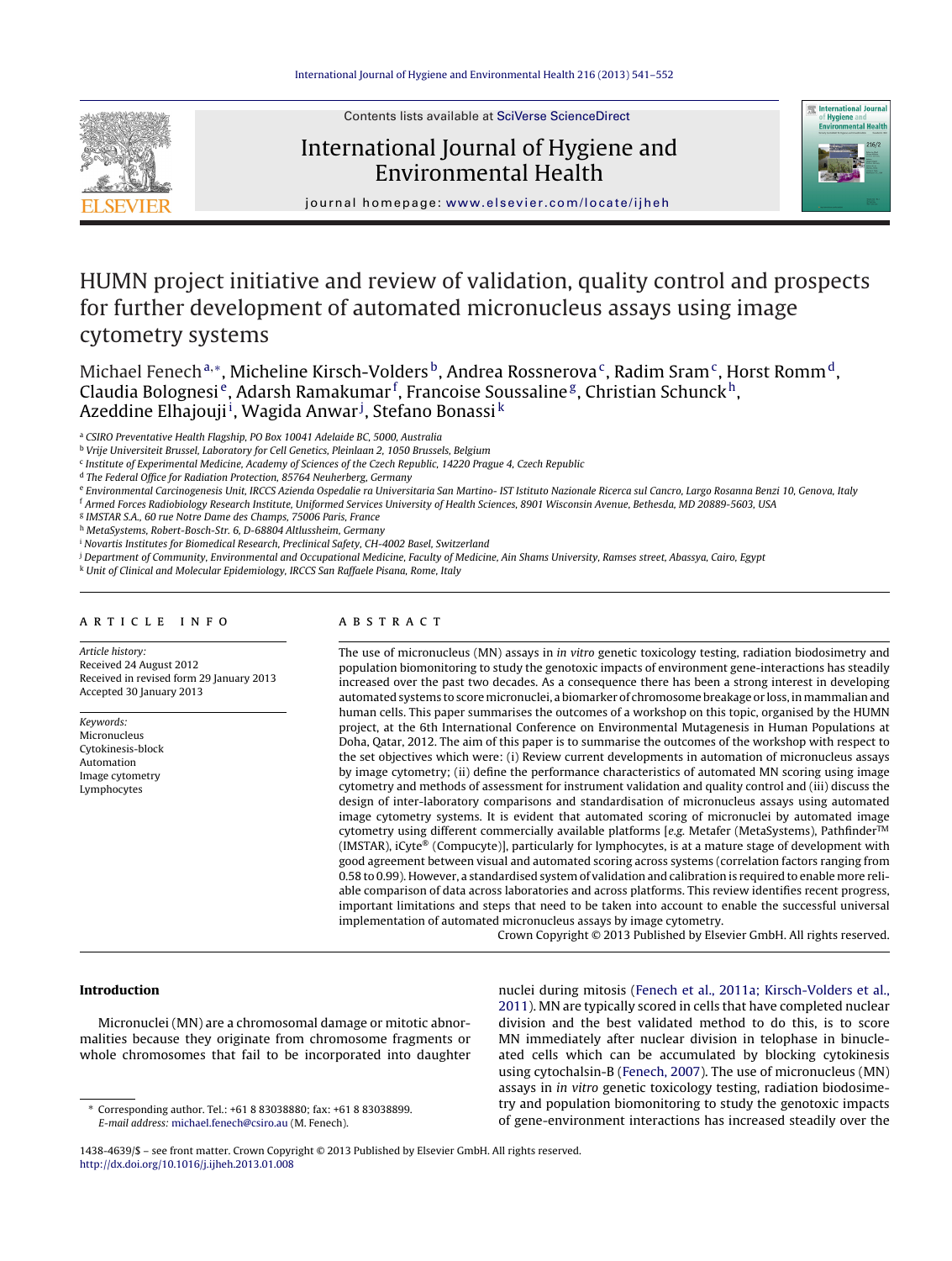# HUMN project initiative and review of validation, quality control and prospects for further development of automated micronucleus assays using image cytometry systems

Michael Fenech[a,*], Micheline Kirsch-Volders[b], Andrea Rossnerova[c], Radim Sram[c], Horst Romm[d], Claudia Bolognesi[e], Adarsh Ramakumar[f], Francoise Soussaline[g], Christian Schunck[h], Azeddine Elhajouji[i], Wagida Anwar[j], Stefano Bonassi[k]

[a] CSIRO Preventative Health Flagship, PO Box 10041 Adelaide BC, 5000, Australia
[b] Vrije Universiteit Brussel, Laboratory for Cell Genetics, Pleinlaan 2, 1050 Brussels, Belgium
[c] Institute of Experimental Medicine, Academy of Sciences of the Czech Republic, 14220 Prague 4, Czech Republic
[d] The Federal Office for Radiation Protection, 85764 Neuherberg, Germany
[e] Environmental Carcinogenesis Unit, IRCCS Azienda Ospedalie ra Universitaria San Martino- IST Istituto Nazionale Ricerca sul Cancro, Largo Rosanna Benzi 10, Genova, Italy
[f] Armed Forces Radiobiology Research Institute, Uniformed Services University of Health Sciences, 8901 Wisconsin Avenue, Bethesda, MD 20889-5603, USA
[g] IMSTAR S.A., 60 rue Notre Dame des Champs, 75006 Paris, France
[h] MetaSystems, Robert-Bosch-Str. 6, D-68804 Altlussheim, Germany
[i] Novartis Institutes for Biomedical Research, Preclinical Safety, CH-4002 Basel, Switzerland
[j] Department of Community, Environmental and Occupational Medicine, Faculty of Medicine, Ain Shams University, Ramses street, Abassya, Cairo, Egypt
[k] Unit of Clinical and Molecular Epidemiology, IRCCS San Raffaele Pisana, Rome, Italy

## ARTICLE INFO

*Article history:*
Received 24 August 2012
Received in revised form 29 January 2013
Accepted 30 January 2013

*Keywords:*
Micronucleus
Cytokinesis-block
Automation
Image cytometry
Lymphocytes

## ABSTRACT

The use of micronucleus (MN) assays in *in vitro* genetic toxicology testing, radiation biodosimetry and population biomonitoring to study the genotoxic impacts of environment gene-interactions has steadily increased over the past two decades. As a consequence there has been a strong interest in developing automated systems to score micronuclei, a biomarker of chromosome breakage or loss, in mammalian and human cells. This paper summarises the outcomes of a workshop on this topic, organised by the HUMN project, at the 6th International Conference on Environmental Mutagenesis in Human Populations at Doha, Qatar, 2012. The aim of this paper is to summarise the outcomes of the workshop with respect to the set objectives which were: (i) Review current developments in automation of micronucleus assays by image cytometry; (ii) define the performance characteristics of automated MN scoring using image cytometry and methods of assessment for instrument validation and quality control and (iii) discuss the design of inter-laboratory comparisons and standardisation of micronucleus assays using automated image cytometry systems. It is evident that automated scoring of micronuclei by automated image cytometry using different commercially available platforms [*e.g.* Metafer (MetaSystems), Pathfinder™ (IMSTAR), iCyte® (Compucyte)], particularly for lymphocytes, is at a mature stage of development with good agreement between visual and automated scoring across systems (correlation factors ranging from 0.58 to 0.99). However, a standardised system of validation and calibration is required to enable more reliable comparison of data across laboratories and across platforms. This review identifies recent progress, important limitations and steps that need to be taken into account to enable the successful universal implementation of automated micronucleus assays by image cytometry.

Crown Copyright © 2013 Published by Elsevier GmbH. All rights reserved.

## Introduction

Micronuclei (MN) are a chromosomal damage or mitotic abnormalities because they originate from chromosome fragments or whole chromosomes that fail to be incorporated into daughter nuclei during mitosis (Fenech et al., 2011a; Kirsch-Volders et al., 2011). MN are typically scored in cells that have completed nuclear division and the best validated method to do this, is to score MN immediately after nuclear division in telophase in binucleated cells which can be accumulated by blocking cytokinesis using cytochalsin-B (Fenech, 2007). The use of micronucleus (MN) assays in *in vitro* genetic toxicology testing, radiation biodosimetry and population biomonitoring to study the genotoxic impacts of gene-environment interactions has increased steadily over the

\* Corresponding author. Tel.: +61 8 83038880; fax: +61 8 83038899.
*E-mail address:* michael.fenech@csiro.au (M. Fenech).

1438-4639/$ – see front matter. Crown Copyright © 2013 Published by Elsevier GmbH. All rights reserved.
http://dx.doi.org/10.1016/j.ijheh.2013.01.008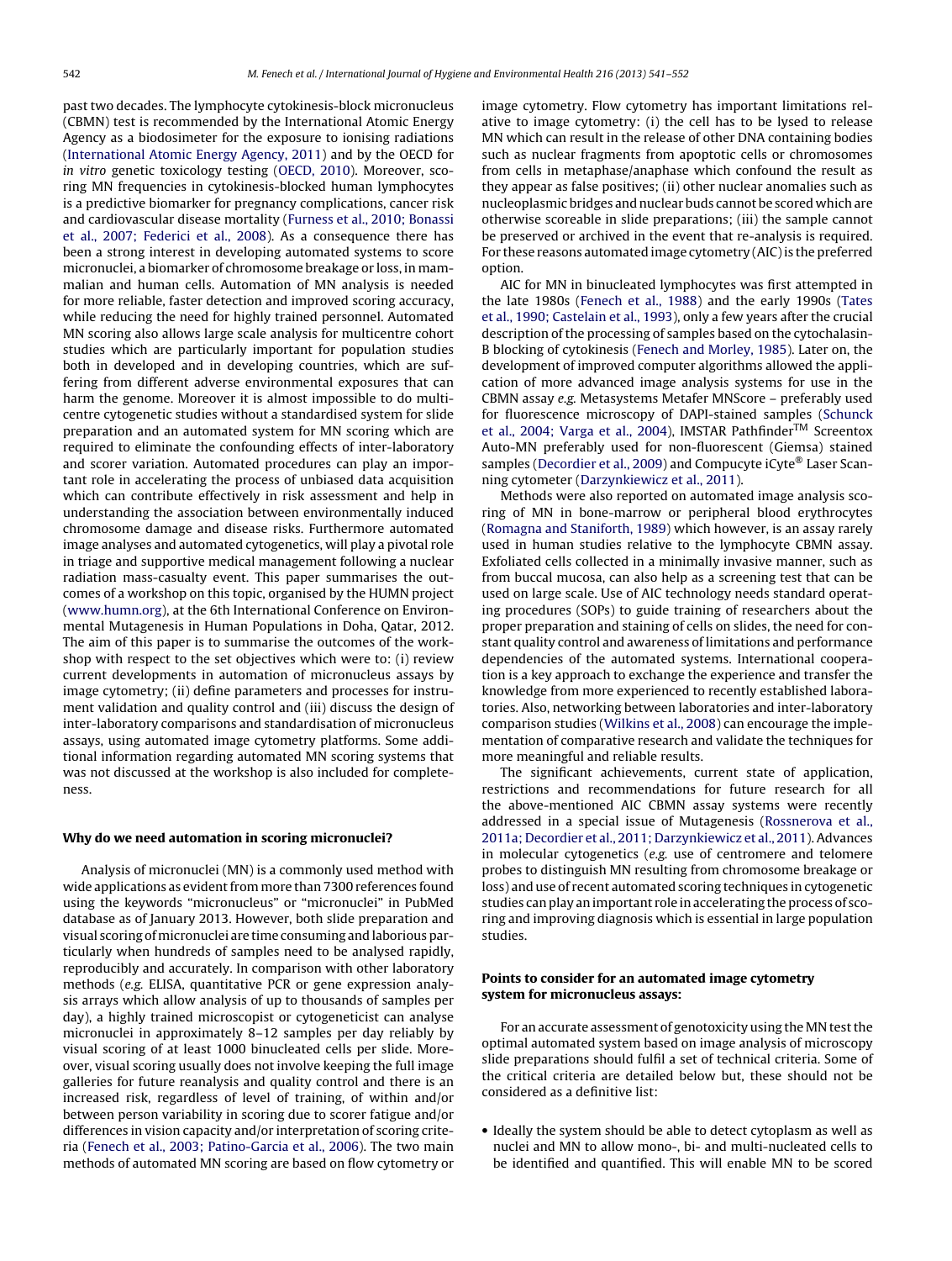past two decades. The lymphocyte cytokinesis-block micronucleus (CBMN) test is recommended by the International Atomic Energy Agency as a biodosimeter for the exposure to ionising radiations (International Atomic Energy Agency, 2011) and by the OECD for *in vitro* genetic toxicology testing (OECD, 2010). Moreover, scoring MN frequencies in cytokinesis-blocked human lymphocytes is a predictive biomarker for pregnancy complications, cancer risk and cardiovascular disease mortality (Furness et al., 2010; Bonassi et al., 2007; Federici et al., 2008). As a consequence there has been a strong interest in developing automated systems to score micronuclei, a biomarker of chromosome breakage or loss, in mammalian and human cells. Automation of MN analysis is needed for more reliable, faster detection and improved scoring accuracy, while reducing the need for highly trained personnel. Automated MN scoring also allows large scale analysis for multicentre cohort studies which are particularly important for population studies both in developed and in developing countries, which are suffering from different adverse environmental exposures that can harm the genome. Moreover it is almost impossible to do multicentre cytogenetic studies without a standardised system for slide preparation and an automated system for MN scoring which are required to eliminate the confounding effects of inter-laboratory and scorer variation. Automated procedures can play an important role in accelerating the process of unbiased data acquisition which can contribute effectively in risk assessment and help in understanding the association between environmentally induced chromosome damage and disease risks. Furthermore automated image analyses and automated cytogenetics, will play a pivotal role in triage and supportive medical management following a nuclear radiation mass-casualty event. This paper summarises the outcomes of a workshop on this topic, organised by the HUMN project (www.humn.org), at the 6th International Conference on Environmental Mutagenesis in Human Populations in Doha, Qatar, 2012. The aim of this paper is to summarise the outcomes of the workshop with respect to the set objectives which were to: (i) review current developments in automation of micronucleus assays by image cytometry; (ii) define parameters and processes for instrument validation and quality control and (iii) discuss the design of inter-laboratory comparisons and standardisation of micronucleus assays, using automated image cytometry platforms. Some additional information regarding automated MN scoring systems that was not discussed at the workshop is also included for completeness.

## Why do we need automation in scoring micronuclei?

Analysis of micronuclei (MN) is a commonly used method with wide applications as evident from more than 7300 references found using the keywords "micronucleus" or "micronuclei" in PubMed database as of January 2013. However, both slide preparation and visual scoring of micronuclei are time consuming and laborious particularly when hundreds of samples need to be analysed rapidly, reproducibly and accurately. In comparison with other laboratory methods (*e.g.* ELISA, quantitative PCR or gene expression analysis arrays which allow analysis of up to thousands of samples per day), a highly trained microscopist or cytogeneticist can analyse micronuclei in approximately 8–12 samples per day reliably by visual scoring of at least 1000 binucleated cells per slide. Moreover, visual scoring usually does not involve keeping the full image galleries for future reanalysis and quality control and there is an increased risk, regardless of level of training, of within and/or between person variability in scoring due to scorer fatigue and/or differences in vision capacity and/or interpretation of scoring criteria (Fenech et al., 2003; Patino-Garcia et al., 2006). The two main methods of automated MN scoring are based on flow cytometry or image cytometry. Flow cytometry has important limitations relative to image cytometry: (i) the cell has to be lysed to release MN which can result in the release of other DNA containing bodies such as nuclear fragments from apoptotic cells or chromosomes from cells in metaphase/anaphase which confound the result as they appear as false positives; (ii) other nuclear anomalies such as nucleoplasmic bridges and nuclear buds cannot be scored which are otherwise scoreable in slide preparations; (iii) the sample cannot be preserved or archived in the event that re-analysis is required. For these reasons automated image cytometry (AIC) is the preferred option.

AIC for MN in binucleated lymphocytes was first attempted in the late 1980s (Fenech et al., 1988) and the early 1990s (Tates et al., 1990; Castelain et al., 1993), only a few years after the crucial description of the processing of samples based on the cytochalasin-B blocking of cytokinesis (Fenech and Morley, 1985). Later on, the development of improved computer algorithms allowed the application of more advanced image analysis systems for use in the CBMN assay *e.g.* Metasystems Metafer MNScore – preferably used for fluorescence microscopy of DAPI-stained samples (Schunck et al., 2004; Varga et al., 2004), IMSTAR Pathfinder™ Screentox Auto-MN preferably used for non-fluorescent (Giemsa) stained samples (Decordier et al., 2009) and Compucyte iCyte® Laser Scanning cytometer (Darzynkiewicz et al., 2011).

Methods were also reported on automated image analysis scoring of MN in bone-marrow or peripheral blood erythrocytes (Romagna and Staniforth, 1989) which however, is an assay rarely used in human studies relative to the lymphocyte CBMN assay. Exfoliated cells collected in a minimally invasive manner, such as from buccal mucosa, can also help as a screening test that can be used on large scale. Use of AIC technology needs standard operating procedures (SOPs) to guide training of researchers about the proper preparation and staining of cells on slides, the need for constant quality control and awareness of limitations and performance dependencies of the automated systems. International cooperation is a key approach to exchange the experience and transfer the knowledge from more experienced to recently established laboratories. Also, networking between laboratories and inter-laboratory comparison studies (Wilkins et al., 2008) can encourage the implementation of comparative research and validate the techniques for more meaningful and reliable results.

The significant achievements, current state of application, restrictions and recommendations for future research for all the above-mentioned AIC CBMN assay systems were recently addressed in a special issue of Mutagenesis (Rossnerova et al., 2011a; Decordier et al., 2011; Darzynkiewicz et al., 2011). Advances in molecular cytogenetics (*e.g.* use of centromere and telomere probes to distinguish MN resulting from chromosome breakage or loss) and use of recent automated scoring techniques in cytogenetic studies can play an important role in accelerating the process of scoring and improving diagnosis which is essential in large population studies.

## Points to consider for an automated image cytometry system for micronucleus assays:

For an accurate assessment of genotoxicity using the MN test the optimal automated system based on image analysis of microscopy slide preparations should fulfil a set of technical criteria. Some of the critical criteria are detailed below but, these should not be considered as a definitive list:

- Ideally the system should be able to detect cytoplasm as well as nuclei and MN to allow mono-, bi- and multi-nucleated cells to be identified and quantified. This will enable MN to be scored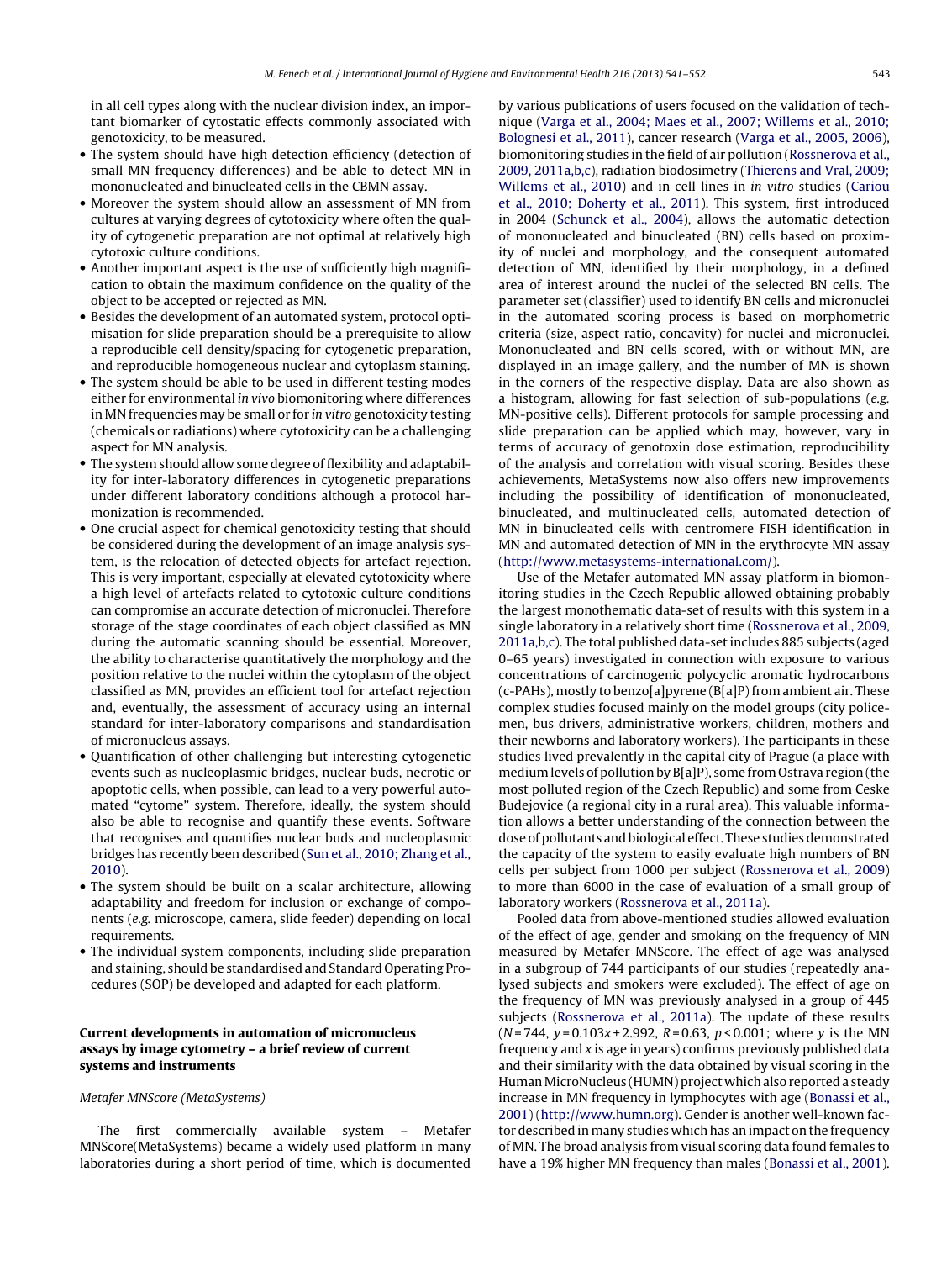in all cell types along with the nuclear division index, an important biomarker of cytostatic effects commonly associated with genotoxicity, to be measured.

- The system should have high detection efficiency (detection of small MN frequency differences) and be able to detect MN in mononucleated and binucleated cells in the CBMN assay.
- Moreover the system should allow an assessment of MN from cultures at varying degrees of cytotoxicity where often the quality of cytogenetic preparation are not optimal at relatively high cytotoxic culture conditions.
- Another important aspect is the use of sufficiently high magnification to obtain the maximum confidence on the quality of the object to be accepted or rejected as MN.
- Besides the development of an automated system, protocol optimisation for slide preparation should be a prerequisite to allow a reproducible cell density/spacing for cytogenetic preparation, and reproducible homogeneous nuclear and cytoplasm staining.
- The system should be able to be used in different testing modes either for environmental *in vivo* biomonitoring where differences in MN frequencies may be small or for *in vitro* genotoxicity testing (chemicals or radiations) where cytotoxicity can be a challenging aspect for MN analysis.
- The system should allow some degree of flexibility and adaptability for inter-laboratory differences in cytogenetic preparations under different laboratory conditions although a protocol harmonization is recommended.
- One crucial aspect for chemical genotoxicity testing that should be considered during the development of an image analysis system, is the relocation of detected objects for artefact rejection. This is very important, especially at elevated cytotoxicity where a high level of artefacts related to cytotoxic culture conditions can compromise an accurate detection of micronuclei. Therefore storage of the stage coordinates of each object classified as MN during the automatic scanning should be essential. Moreover, the ability to characterise quantitatively the morphology and the position relative to the nuclei within the cytoplasm of the object classified as MN, provides an efficient tool for artefact rejection and, eventually, the assessment of accuracy using an internal standard for inter-laboratory comparisons and standardisation of micronucleus assays.
- Quantification of other challenging but interesting cytogenetic events such as nucleoplasmic bridges, nuclear buds, necrotic or apoptotic cells, when possible, can lead to a very powerful automated "cytome" system. Therefore, ideally, the system should also be able to recognise and quantify these events. Software that recognises and quantifies nuclear buds and nucleoplasmic bridges has recently been described (Sun et al., 2010; Zhang et al., 2010).
- The system should be built on a scalar architecture, allowing adaptability and freedom for inclusion or exchange of components (*e.g.* microscope, camera, slide feeder) depending on local requirements.
- The individual system components, including slide preparation and staining, should be standardised and Standard Operating Procedures (SOP) be developed and adapted for each platform.

## Current developments in automation of micronucleus assays by image cytometry – a brief review of current systems and instruments

### *Metafer MNScore (MetaSystems)*

The first commercially available system – Metafer MNScore(MetaSystems) became a widely used platform in many laboratories during a short period of time, which is documented by various publications of users focused on the validation of technique (Varga et al., 2004; Maes et al., 2007; Willems et al., 2010; Bolognesi et al., 2011), cancer research (Varga et al., 2005, 2006), biomonitoring studies in the field of air pollution (Rossnerova et al., 2009, 2011a,b,c), radiation biodosimetry (Thierens and Vral, 2009; Willems et al., 2010) and in cell lines in *in vitro* studies (Cariou et al., 2010; Doherty et al., 2011). This system, first introduced in 2004 (Schunck et al., 2004), allows the automatic detection of mononucleated and binucleated (BN) cells based on proximity of nuclei and morphology, and the consequent automated detection of MN, identified by their morphology, in a defined area of interest around the nuclei of the selected BN cells. The parameter set (classifier) used to identify BN cells and micronuclei in the automated scoring process is based on morphometric criteria (size, aspect ratio, concavity) for nuclei and micronuclei. Mononucleated and BN cells scored, with or without MN, are displayed in an image gallery, and the number of MN is shown in the corners of the respective display. Data are also shown as a histogram, allowing for fast selection of sub-populations (*e.g.* MN-positive cells). Different protocols for sample processing and slide preparation can be applied which may, however, vary in terms of accuracy of genotoxin dose estimation, reproducibility of the analysis and correlation with visual scoring. Besides these achievements, MetaSystems now also offers new improvements including the possibility of identification of mononucleated, binucleated, and multinucleated cells, automated detection of MN in binucleated cells with centromere FISH identification in MN and automated detection of MN in the erythrocyte MN assay (http://www.metasystems-international.com/).

Use of the Metafer automated MN assay platform in biomonitoring studies in the Czech Republic allowed obtaining probably the largest monothematic data-set of results with this system in a single laboratory in a relatively short time (Rossnerova et al., 2009, 2011a,b,c). The total published data-set includes 885 subjects (aged 0–65 years) investigated in connection with exposure to various concentrations of carcinogenic polycyclic aromatic hydrocarbons (c-PAHs), mostly to benzo[a]pyrene (B[a]P) from ambient air. These complex studies focused mainly on the model groups (city policemen, bus drivers, administrative workers, children, mothers and their newborns and laboratory workers). The participants in these studies lived prevalently in the capital city of Prague (a place with medium levels of pollution by B[a]P), some from Ostrava region (the most polluted region of the Czech Republic) and some from Ceske Budejovice (a regional city in a rural area). This valuable information allows a better understanding of the connection between the dose of pollutants and biological effect. These studies demonstrated the capacity of the system to easily evaluate high numbers of BN cells per subject from 1000 per subject (Rossnerova et al., 2009) to more than 6000 in the case of evaluation of a small group of laboratory workers (Rossnerova et al., 2011a).

Pooled data from above-mentioned studies allowed evaluation of the effect of age, gender and smoking on the frequency of MN measured by Metafer MNScore. The effect of age was analysed in a subgroup of 744 participants of our studies (repeatedly analysed subjects and smokers were excluded). The effect of age on the frequency of MN was previously analysed in a group of 445 subjects (Rossnerova et al., 2011a). The update of these results ($N = 744$, $y = 0.103x + 2.992$, $R = 0.63$, $p < 0.001$; where $y$ is the MN frequency and $x$ is age in years) confirms previously published data and their similarity with the data obtained by visual scoring in the Human MicroNucleus (HUMN) project which also reported a steady increase in MN frequency in lymphocytes with age (Bonassi et al., 2001) (http://www.humn.org). Gender is another well-known factor described in many studies which has an impact on the frequency of MN. The broad analysis from visual scoring data found females to have a 19% higher MN frequency than males (Bonassi et al., 2001).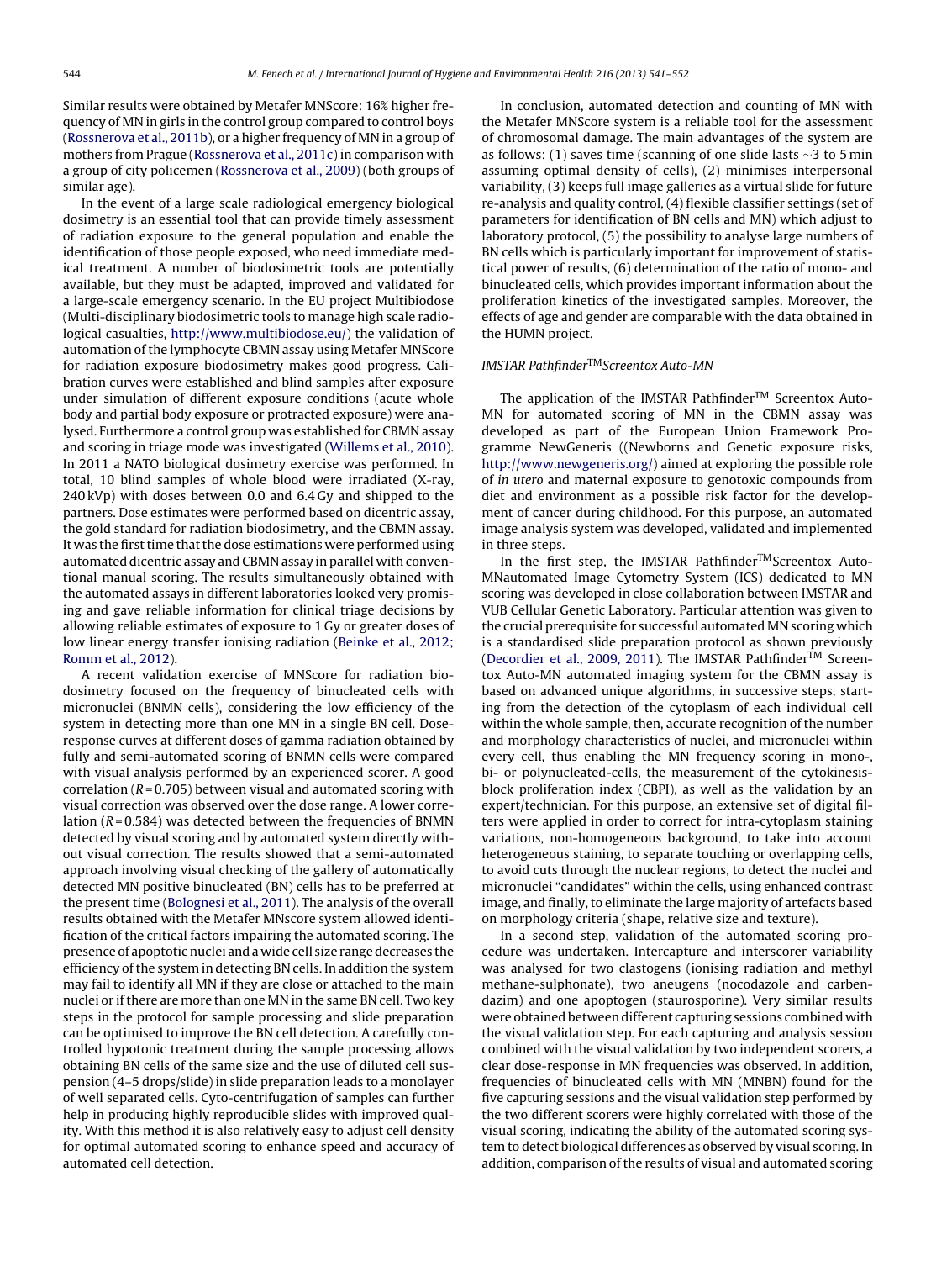Similar results were obtained by Metafer MNScore: 16% higher frequency of MN in girls in the control group compared to control boys (Rossnerova et al., 2011b), or a higher frequency of MN in a group of mothers from Prague (Rossnerova et al., 2011c) in comparison with a group of city policemen (Rossnerova et al., 2009) (both groups of similar age).

In the event of a large scale radiological emergency biological dosimetry is an essential tool that can provide timely assessment of radiation exposure to the general population and enable the identification of those people exposed, who need immediate medical treatment. A number of biodosimetric tools are potentially available, but they must be adapted, improved and validated for a large-scale emergency scenario. In the EU project Multibiodose (Multi-disciplinary biodosimetric tools to manage high scale radiological casualties, http://www.multibiodose.eu/) the validation of automation of the lymphocyte CBMN assay using Metafer MNScore for radiation exposure biodosimetry makes good progress. Calibration curves were established and blind samples after exposure under simulation of different exposure conditions (acute whole body and partial body exposure or protracted exposure) were analysed. Furthermore a control group was established for CBMN assay and scoring in triage mode was investigated (Willems et al., 2010). In 2011 a NATO biological dosimetry exercise was performed. In total, 10 blind samples of whole blood were irradiated (X-ray, 240 kVp) with doses between 0.0 and 6.4 Gy and shipped to the partners. Dose estimates were performed based on dicentric assay, the gold standard for radiation biodosimetry, and the CBMN assay. It was the first time that the dose estimations were performed using automated dicentric assay and CBMN assay in parallel with conventional manual scoring. The results simultaneously obtained with the automated assays in different laboratories looked very promising and gave reliable information for clinical triage decisions by allowing reliable estimates of exposure to 1 Gy or greater doses of low linear energy transfer ionising radiation (Beinke et al., 2012; Romm et al., 2012).

A recent validation exercise of MNScore for radiation biodosimetry focused on the frequency of binucleated cells with micronuclei (BNMN cells), considering the low efficiency of the system in detecting more than one MN in a single BN cell. Dose-response curves at different doses of gamma radiation obtained by fully and semi-automated scoring of BNMN cells were compared with visual analysis performed by an experienced scorer. A good correlation ($R = 0.705$) between visual and automated scoring with visual correction was observed over the dose range. A lower correlation ($R = 0.584$) was detected between the frequencies of BNMN detected by visual scoring and by automated system directly without visual correction. The results showed that a semi-automated approach involving visual checking of the gallery of automatically detected MN positive binucleated (BN) cells has to be preferred at the present time (Bolognesi et al., 2011). The analysis of the overall results obtained with the Metafer MNscore system allowed identification of the critical factors impairing the automated scoring. The presence of apoptotic nuclei and a wide cell size range decreases the efficiency of the system in detecting BN cells. In addition the system may fail to identify all MN if they are close or attached to the main nuclei or if there are more than one MN in the same BN cell. Two key steps in the protocol for sample processing and slide preparation can be optimised to improve the BN cell detection. A carefully controlled hypotonic treatment during the sample processing allows obtaining BN cells of the same size and the use of diluted cell suspension (4–5 drops/slide) in slide preparation leads to a monolayer of well separated cells. Cyto-centrifugation of samples can further help in producing highly reproducible slides with improved quality. With this method it is also relatively easy to adjust cell density for optimal automated scoring to enhance speed and accuracy of automated cell detection.

In conclusion, automated detection and counting of MN with the Metafer MNScore system is a reliable tool for the assessment of chromosomal damage. The main advantages of the system are as follows: (1) saves time (scanning of one slide lasts ~3 to 5 min assuming optimal density of cells), (2) minimises interpersonal variability, (3) keeps full image galleries as a virtual slide for future re-analysis and quality control, (4) flexible classifier settings (set of parameters for identification of BN cells and MN) which adjust to laboratory protocol, (5) the possibility to analyse large numbers of BN cells which is particularly important for improvement of statistical power of results, (6) determination of the ratio of mono- and binucleated cells, which provides important information about the proliferation kinetics of the investigated samples. Moreover, the effects of age and gender are comparable with the data obtained in the HUMN project.

### *IMSTAR Pathfinder™ Screentox Auto-MN*

The application of the IMSTAR Pathfinder™ Screentox Auto-MN for automated scoring of MN in the CBMN assay was developed as part of the European Union Framework Programme NewGeneris ((Newborns and Genetic exposure risks, http://www.newgeneris.org/) aimed at exploring the possible role of *in utero* and maternal exposure to genotoxic compounds from diet and environment as a possible risk factor for the development of cancer during childhood. For this purpose, an automated image analysis system was developed, validated and implemented in three steps.

In the first step, the IMSTAR Pathfinder™ Screentox Auto-MNautomated Image Cytometry System (ICS) dedicated to MN scoring was developed in close collaboration between IMSTAR and VUB Cellular Genetic Laboratory. Particular attention was given to the crucial prerequisite for successful automated MN scoring which is a standardised slide preparation protocol as shown previously (Decordier et al., 2009, 2011). The IMSTAR Pathfinder™ Screentox Auto-MN automated imaging system for the CBMN assay is based on advanced unique algorithms, in successive steps, starting from the detection of the cytoplasm of each individual cell within the whole sample, then, accurate recognition of the number and morphology characteristics of nuclei, and micronuclei within every cell, thus enabling the MN frequency scoring in mono-, bi- or polynucleated-cells, the measurement of the cytokinesis-block proliferation index (CBPI), as well as the validation by an expert/technician. For this purpose, an extensive set of digital filters were applied in order to correct for intra-cytoplasm staining variations, non-homogeneous background, to take into account heterogeneous staining, to separate touching or overlapping cells, to avoid cuts through the nuclear regions, to detect the nuclei and micronuclei "candidates" within the cells, using enhanced contrast image, and finally, to eliminate the large majority of artefacts based on morphology criteria (shape, relative size and texture).

In a second step, validation of the automated scoring procedure was undertaken. Intercapture and interscorer variability was analysed for two clastogens (ionising radiation and methyl methane-sulphonate), two aneugens (nocodazole and carbendazim) and one apoptogen (staurosporine). Very similar results were obtained between different capturing sessions combined with the visual validation step. For each capturing and analysis session combined with the visual validation by two independent scorers, a clear dose-response in MN frequencies was observed. In addition, frequencies of binucleated cells with MN (MNBN) found for the five capturing sessions and the visual validation step performed by the two different scorers were highly correlated with those of the visual scoring, indicating the ability of the automated scoring system to detect biological differences as observed by visual scoring. In addition, comparison of the results of visual and automated scoring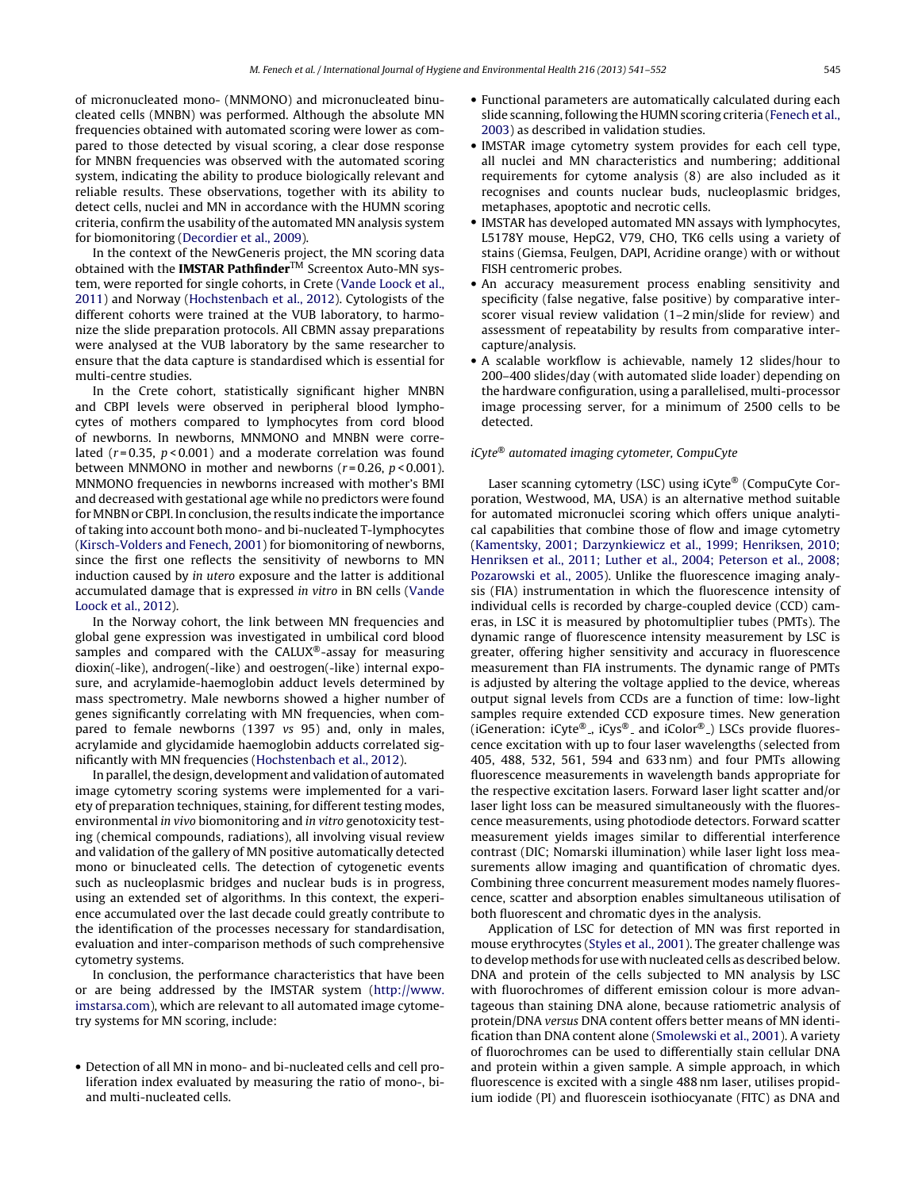of micronucleated mono- (MNMONO) and micronucleated binucleated cells (MNBN) was performed. Although the absolute MN frequencies obtained with automated scoring were lower as compared to those detected by visual scoring, a clear dose response for MNBN frequencies was observed with the automated scoring system, indicating the ability to produce biologically relevant and reliable results. These observations, together with its ability to detect cells, nuclei and MN in accordance with the HUMN scoring criteria, confirm the usability of the automated MN analysis system for biomonitoring (Decordier et al., 2009).

In the context of the NewGeneris project, the MN scoring data obtained with the **IMSTAR Pathfinder**™ Screentox Auto-MN system, were reported for single cohorts, in Crete (Vande Loock et al., 2011) and Norway (Hochstenbach et al., 2012). Cytologists of the different cohorts were trained at the VUB laboratory, to harmonize the slide preparation protocols. All CBMN assay preparations were analysed at the VUB laboratory by the same researcher to ensure that the data capture is standardised which is essential for multi-centre studies.

In the Crete cohort, statistically significant higher MNBN and CBPI levels were observed in peripheral blood lymphocytes of mothers compared to lymphocytes from cord blood of newborns. In newborns, MNMONO and MNBN were correlated ($r = 0.35$, $p < 0.001$) and a moderate correlation was found between MNMONO in mother and newborns ($r = 0.26$, $p < 0.001$). MNMONO frequencies in newborns increased with mother's BMI and decreased with gestational age while no predictors were found for MNBN or CBPI. In conclusion, the results indicate the importance of taking into account both mono- and bi-nucleated T-lymphocytes (Kirsch-Volders and Fenech, 2001) for biomonitoring of newborns, since the first one reflects the sensitivity of newborns to MN induction caused by *in utero* exposure and the latter is additional accumulated damage that is expressed *in vitro* in BN cells (Vande Loock et al., 2012).

In the Norway cohort, the link between MN frequencies and global gene expression was investigated in umbilical cord blood samples and compared with the CALUX®-assay for measuring dioxin(-like), androgen(-like) and oestrogen(-like) internal exposure, and acrylamide-haemoglobin adduct levels determined by mass spectrometry. Male newborns showed a higher number of genes significantly correlating with MN frequencies, when compared to female newborns (1397 *vs* 95) and, only in males, acrylamide and glycidamide haemoglobin adducts correlated significantly with MN frequencies (Hochstenbach et al., 2012).

In parallel, the design, development and validation of automated image cytometry scoring systems were implemented for a variety of preparation techniques, staining, for different testing modes, environmental *in vivo* biomonitoring and *in vitro* genotoxicity testing (chemical compounds, radiations), all involving visual review and validation of the gallery of MN positive automatically detected mono or binucleated cells. The detection of cytogenetic events such as nucleoplasmic bridges and nuclear buds is in progress, using an extended set of algorithms. In this context, the experience accumulated over the last decade could greatly contribute to the identification of the processes necessary for standardisation, evaluation and inter-comparison methods of such comprehensive cytometry systems.

In conclusion, the performance characteristics that have been or are being addressed by the IMSTAR system (http://www.imstarsa.com), which are relevant to all automated image cytometry systems for MN scoring, include:

- Detection of all MN in mono- and bi-nucleated cells and cell proliferation index evaluated by measuring the ratio of mono-, bi- and multi-nucleated cells.
- Functional parameters are automatically calculated during each slide scanning, following the HUMN scoring criteria (Fenech et al., 2003) as described in validation studies.
- IMSTAR image cytometry system provides for each cell type, all nuclei and MN characteristics and numbering; additional requirements for cytome analysis (8) are also included as it recognises and counts nuclear buds, nucleoplasmic bridges, metaphases, apoptotic and necrotic cells.
- IMSTAR has developed automated MN assays with lymphocytes, L5178Y mouse, HepG2, V79, CHO, TK6 cells using a variety of stains (Giemsa, Feulgen, DAPI, Acridine orange) with or without FISH centromeric probes.
- An accuracy measurement process enabling sensitivity and specificity (false negative, false positive) by comparative inter-scorer visual review validation (1–2 min/slide for review) and assessment of repeatability by results from comparative inter-capture/analysis.
- A scalable workflow is achievable, namely 12 slides/hour to 200–400 slides/day (with automated slide loader) depending on the hardware configuration, using a parallelised, multi-processor image processing server, for a minimum of 2500 cells to be detected.

### *iCyte® automated imaging cytometer, CompuCyte*

Laser scanning cytometry (LSC) using iCyte® (CompuCyte Corporation, Westwood, MA, USA) is an alternative method suitable for automated micronuclei scoring which offers unique analytical capabilities that combine those of flow and image cytometry (Kamentsky, 2001; Darzynkiewicz et al., 1999; Henriksen, 2010; Henriksen et al., 2011; Luther et al., 2004; Peterson et al., 2008; Pozarowski et al., 2005). Unlike the fluorescence imaging analysis (FIA) instrumentation in which the fluorescence intensity of individual cells is recorded by charge-coupled device (CCD) cameras, in LSC it is measured by photomultiplier tubes (PMTs). The dynamic range of fluorescence intensity measurement by LSC is greater, offering higher sensitivity and accuracy in fluorescence measurement than FIA instruments. The dynamic range of PMTs is adjusted by altering the voltage applied to the device, whereas output signal levels from CCDs are a function of time: low-light samples require extended CCD exposure times. New generation (iGeneration: iCyte®, iCys® and iColor®) LSCs provide fluorescence excitation with up to four laser wavelengths (selected from 405, 488, 532, 561, 594 and 633 nm) and four PMTs allowing fluorescence measurements in wavelength bands appropriate for the respective excitation lasers. Forward laser light scatter and/or laser light loss can be measured simultaneously with the fluorescence measurements, using photodiode detectors. Forward scatter measurement yields images similar to differential interference contrast (DIC; Nomarski illumination) while laser light loss measurements allow imaging and quantification of chromatic dyes. Combining three concurrent measurement modes namely fluorescence, scatter and absorption enables simultaneous utilisation of both fluorescent and chromatic dyes in the analysis.

Application of LSC for detection of MN was first reported in mouse erythrocytes (Styles et al., 2001). The greater challenge was to develop methods for use with nucleated cells as described below. DNA and protein of the cells subjected to MN analysis by LSC with fluorochromes of different emission colour is more advantageous than staining DNA alone, because ratiometric analysis of protein/DNA *versus* DNA content offers better means of MN identification than DNA content alone (Smolewski et al., 2001). A variety of fluorochromes can be used to differentially stain cellular DNA and protein within a given sample. A simple approach, in which fluorescence is excited with a single 488 nm laser, utilises propidium iodide (PI) and fluorescein isothiocyanate (FITC) as DNA and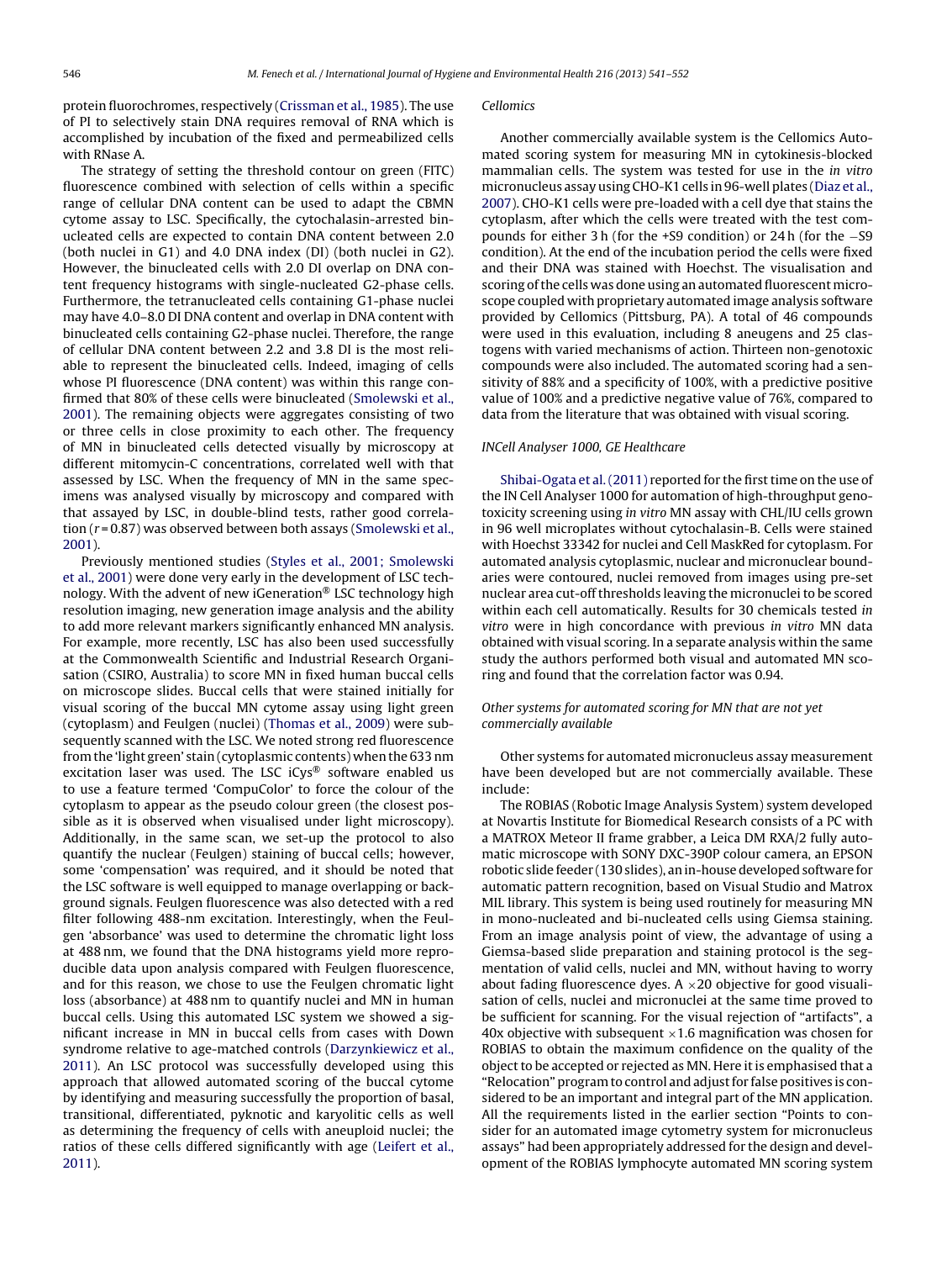protein fluorochromes, respectively (Crissman et al., 1985). The use of PI to selectively stain DNA requires removal of RNA which is accomplished by incubation of the fixed and permeabilized cells with RNase A.

The strategy of setting the threshold contour on green (FITC) fluorescence combined with selection of cells within a specific range of cellular DNA content can be used to adapt the CBMN cytome assay to LSC. Specifically, the cytochalasin-arrested binucleated cells are expected to contain DNA content between 2.0 (both nuclei in G1) and 4.0 DNA index (DI) (both nuclei in G2). However, the binucleated cells with 2.0 DI overlap on DNA content frequency histograms with single-nucleated G2-phase cells. Furthermore, the tetranucleated cells containing G1-phase nuclei may have 4.0–8.0 DI DNA content and overlap in DNA content with binucleated cells containing G2-phase nuclei. Therefore, the range of cellular DNA content between 2.2 and 3.8 DI is the most reliable to represent the binucleated cells. Indeed, imaging of cells whose PI fluorescence (DNA content) was within this range confirmed that 80% of these cells were binucleated (Smolewski et al., 2001). The remaining objects were aggregates consisting of two or three cells in close proximity to each other. The frequency of MN in binucleated cells detected visually by microscopy at different mitomycin-C concentrations, correlated well with that assessed by LSC. When the frequency of MN in the same specimens was analysed visually by microscopy and compared with that assayed by LSC, in double-blind tests, rather good correlation ($r = 0.87$) was observed between both assays (Smolewski et al., 2001).

Previously mentioned studies (Styles et al., 2001; Smolewski et al., 2001) were done very early in the development of LSC technology. With the advent of new iGeneration® LSC technology high resolution imaging, new generation image analysis and the ability to add more relevant markers significantly enhanced MN analysis. For example, more recently, LSC has also been used successfully at the Commonwealth Scientific and Industrial Research Organisation (CSIRO, Australia) to score MN in fixed human buccal cells on microscope slides. Buccal cells that were stained initially for visual scoring of the buccal MN cytome assay using light green (cytoplasm) and Feulgen (nuclei) (Thomas et al., 2009) were subsequently scanned with the LSC. We noted strong red fluorescence from the 'light green' stain (cytoplasmic contents) when the 633 nm excitation laser was used. The LSC iCys® software enabled us to use a feature termed 'CompuColor' to force the colour of the cytoplasm to appear as the pseudo colour green (the closest possible as it is observed when visualised under light microscopy). Additionally, in the same scan, we set-up the protocol to also quantify the nuclear (Feulgen) staining of buccal cells; however, some 'compensation' was required, and it should be noted that the LSC software is well equipped to manage overlapping or background signals. Feulgen fluorescence was also detected with a red filter following 488-nm excitation. Interestingly, when the Feulgen 'absorbance' was used to determine the chromatic light loss at 488 nm, we found that the DNA histograms yield more reproducible data upon analysis compared with Feulgen fluorescence, and for this reason, we chose to use the Feulgen chromatic light loss (absorbance) at 488 nm to quantify nuclei and MN in human buccal cells. Using this automated LSC system we showed a significant increase in MN in buccal cells from cases with Down syndrome relative to age-matched controls (Darzynkiewicz et al., 2011). An LSC protocol was successfully developed using this approach that allowed automated scoring of the buccal cytome by identifying and measuring successfully the proportion of basal, transitional, differentiated, pyknotic and karyolitic cells as well as determining the frequency of cells with aneuploid nuclei; the ratios of these cells differed significantly with age (Leifert et al., 2011).

*Cellomics*

Another commercially available system is the Cellomics Automated scoring system for measuring MN in cytokinesis-blocked mammalian cells. The system was tested for use in the *in vitro* micronucleus assay using CHO-K1 cells in 96-well plates (Diaz et al., 2007). CHO-K1 cells were pre-loaded with a cell dye that stains the cytoplasm, after which the cells were treated with the test compounds for either 3 h (for the +S9 condition) or 24 h (for the −S9 condition). At the end of the incubation period the cells were fixed and their DNA was stained with Hoechst. The visualisation and scoring of the cells was done using an automated fluorescent microscope coupled with proprietary automated image analysis software provided by Cellomics (Pittsburg, PA). A total of 46 compounds were used in this evaluation, including 8 aneugens and 25 clastogens with varied mechanisms of action. Thirteen non-genotoxic compounds were also included. The automated scoring had a sensitivity of 88% and a specificity of 100%, with a predictive positive value of 100% and a predictive negative value of 76%, compared to data from the literature that was obtained with visual scoring.

*INCell Analyser 1000, GE Healthcare*

Shibai-Ogata et al. (2011) reported for the first time on the use of the IN Cell Analyser 1000 for automation of high-throughput genotoxicity screening using *in vitro* MN assay with CHL/IU cells grown in 96 well microplates without cytochalasin-B. Cells were stained with Hoechst 33342 for nuclei and Cell MaskRed for cytoplasm. For automated analysis cytoplasmic, nuclear and micronuclear boundaries were contoured, nuclei removed from images using pre-set nuclear area cut-off thresholds leaving the micronuclei to be scored within each cell automatically. Results for 30 chemicals tested *in vitro* were in high concordance with previous *in vitro* MN data obtained with visual scoring. In a separate analysis within the same study the authors performed both visual and automated MN scoring and found that the correlation factor was 0.94.

*Other systems for automated scoring for MN that are not yet commercially available*

Other systems for automated micronucleus assay measurement have been developed but are not commercially available. These include:

The ROBIAS (Robotic Image Analysis System) system developed at Novartis Institute for Biomedical Research consists of a PC with a MATROX Meteor II frame grabber, a Leica DM RXA/2 fully automatic microscope with SONY DXC-390P colour camera, an EPSON robotic slide feeder (130 slides), an in-house developed software for automatic pattern recognition, based on Visual Studio and Matrox MIL library. This system is being used routinely for measuring MN in mono-nucleated and bi-nucleated cells using Giemsa staining. From an image analysis point of view, the advantage of using a Giemsa-based slide preparation and staining protocol is the segmentation of valid cells, nuclei and MN, without having to worry about fading fluorescence dyes. A ×20 objective for good visualisation of cells, nuclei and micronuclei at the same time proved to be sufficient for scanning. For the visual rejection of "artifacts", a 40x objective with subsequent ×1.6 magnification was chosen for ROBIAS to obtain the maximum confidence on the quality of the object to be accepted or rejected as MN. Here it is emphasised that a "Relocation" program to control and adjust for false positives is considered to be an important and integral part of the MN application. All the requirements listed in the earlier section "Points to consider for an automated image cytometry system for micronucleus assays" had been appropriately addressed for the design and development of the ROBIAS lymphocyte automated MN scoring system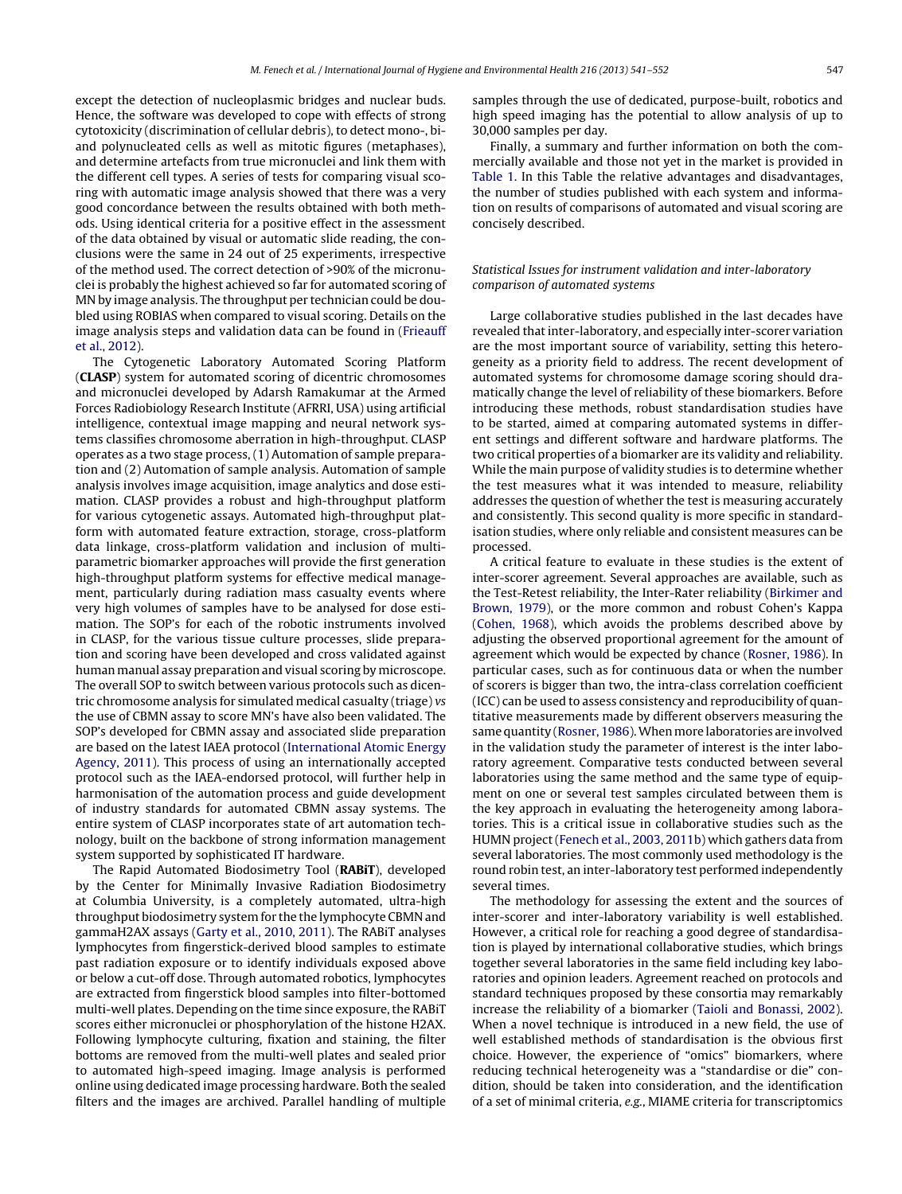except the detection of nucleoplasmic bridges and nuclear buds. Hence, the software was developed to cope with effects of strong cytotoxicity (discrimination of cellular debris), to detect mono-, bi- and polynucleated cells as well as mitotic figures (metaphases), and determine artefacts from true micronuclei and link them with the different cell types. A series of tests for comparing visual scoring with automatic image analysis showed that there was a very good concordance between the results obtained with both methods. Using identical criteria for a positive effect in the assessment of the data obtained by visual or automatic slide reading, the conclusions were the same in 24 out of 25 experiments, irrespective of the method used. The correct detection of >90% of the micronuclei is probably the highest achieved so far for automated scoring of MN by image analysis. The throughput per technician could be doubled using ROBIAS when compared to visual scoring. Details on the image analysis steps and validation data can be found in (Frieauff et al., 2012).

The Cytogenetic Laboratory Automated Scoring Platform (**CLASP**) system for automated scoring of dicentric chromosomes and micronuclei developed by Adarsh Ramakumar at the Armed Forces Radiobiology Research Institute (AFRRI, USA) using artificial intelligence, contextual image mapping and neural network systems classifies chromosome aberration in high-throughput. CLASP operates as a two stage process, (1) Automation of sample preparation and (2) Automation of sample analysis. Automation of sample analysis involves image acquisition, image analytics and dose estimation. CLASP provides a robust and high-throughput platform for various cytogenetic assays. Automated high-throughput platform with automated feature extraction, storage, cross-platform data linkage, cross-platform validation and inclusion of multi-parametric biomarker approaches will provide the first generation high-throughput platform systems for effective medical management, particularly during radiation mass casualty events where very high volumes of samples have to be analysed for dose estimation. The SOP's for each of the robotic instruments involved in CLASP, for the various tissue culture processes, slide preparation and scoring have been developed and cross validated against human manual assay preparation and visual scoring by microscope. The overall SOP to switch between various protocols such as dicentric chromosome analysis for simulated medical casualty (triage) *vs* the use of CBMN assay to score MN's have also been validated. The SOP's developed for CBMN assay and associated slide preparation are based on the latest IAEA protocol (International Atomic Energy Agency, 2011). This process of using an internationally accepted protocol such as the IAEA-endorsed protocol, will further help in harmonisation of the automation process and guide development of industry standards for automated CBMN assay systems. The entire system of CLASP incorporates state of art automation technology, built on the backbone of strong information management system supported by sophisticated IT hardware.

The Rapid Automated Biodosimetry Tool (**RABiT**), developed by the Center for Minimally Invasive Radiation Biodosimetry at Columbia University, is a completely automated, ultra-high throughput biodosimetry system for the the lymphocyte CBMN and gammaH2AX assays (Garty et al., 2010, 2011). The RABiT analyses lymphocytes from fingerstick-derived blood samples to estimate past radiation exposure or to identify individuals exposed above or below a cut-off dose. Through automated robotics, lymphocytes are extracted from fingerstick blood samples into filter-bottomed multi-well plates. Depending on the time since exposure, the RABiT scores either micronuclei or phosphorylation of the histone H2AX. Following lymphocyte culturing, fixation and staining, the filter bottoms are removed from the multi-well plates and sealed prior to automated high-speed imaging. Image analysis is performed online using dedicated image processing hardware. Both the sealed filters and the images are archived. Parallel handling of multiple samples through the use of dedicated, purpose-built, robotics and high speed imaging has the potential to allow analysis of up to 30,000 samples per day.

Finally, a summary and further information on both the commercially available and those not yet in the market is provided in Table 1. In this Table the relative advantages and disadvantages, the number of studies published with each system and information on results of comparisons of automated and visual scoring are concisely described.

### *Statistical Issues for instrument validation and inter-laboratory comparison of automated systems*

Large collaborative studies published in the last decades have revealed that inter-laboratory, and especially inter-scorer variation are the most important source of variability, setting this heterogeneity as a priority field to address. The recent development of automated systems for chromosome damage scoring should dramatically change the level of reliability of these biomarkers. Before introducing these methods, robust standardisation studies have to be started, aimed at comparing automated systems in different settings and different software and hardware platforms. The two critical properties of a biomarker are its validity and reliability. While the main purpose of validity studies is to determine whether the test measures what it was intended to measure, reliability addresses the question of whether the test is measuring accurately and consistently. This second quality is more specific in standardisation studies, where only reliable and consistent measures can be processed.

A critical feature to evaluate in these studies is the extent of inter-scorer agreement. Several approaches are available, such as the Test-Retest reliability, the Inter-Rater reliability (Birkimer and Brown, 1979), or the more common and robust Cohen's Kappa (Cohen, 1968), which avoids the problems described above by adjusting the observed proportional agreement for the amount of agreement which would be expected by chance (Rosner, 1986). In particular cases, such as for continuous data or when the number of scorers is bigger than two, the intra-class correlation coefficient (ICC) can be used to assess consistency and reproducibility of quantitative measurements made by different observers measuring the same quantity (Rosner, 1986). When more laboratories are involved in the validation study the parameter of interest is the inter laboratory agreement. Comparative tests conducted between several laboratories using the same method and the same type of equipment on one or several test samples circulated between them is the key approach in evaluating the heterogeneity among laboratories. This is a critical issue in collaborative studies such as the HUMN project (Fenech et al., 2003, 2011b) which gathers data from several laboratories. The most commonly used methodology is the round robin test, an inter-laboratory test performed independently several times.

The methodology for assessing the extent and the sources of inter-scorer and inter-laboratory variability is well established. However, a critical role for reaching a good degree of standardisation is played by international collaborative studies, which brings together several laboratories in the same field including key laboratories and opinion leaders. Agreement reached on protocols and standard techniques proposed by these consortia may remarkably increase the reliability of a biomarker (Taioli and Bonassi, 2002). When a novel technique is introduced in a new field, the use of well established methods of standardisation is the obvious first choice. However, the experience of "omics" biomarkers, where reducing technical heterogeneity was a "standardise or die" condition, should be taken into consideration, and the identification of a set of minimal criteria, *e.g.*, MIAME criteria for transcriptomics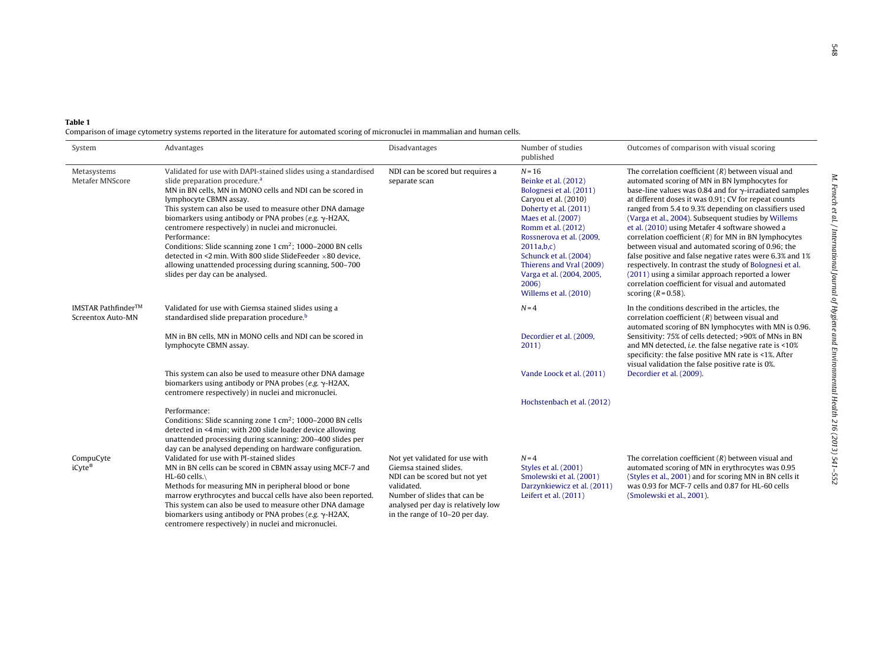**Table 1**
Comparison of image cytometry systems reported in the literature for automated scoring of micronuclei in mammalian and human cells.

| System | Advantages | Disadvantages | Number of studies published | Outcomes of comparison with visual scoring |
|---|---|---|---|---|
| Metasystems Metafer MNScore | Validated for use with DAPI-stained slides using a standardised slide preparation procedure.[a]<br>MN in BN cells, MN in MONO cells and NDI can be scored in lymphocyte CBMN assay.<br>This system can also be used to measure other DNA damage biomarkers using antibody or PNA probes (*e.g.* γ-H2AX, centromere respectively) in nuclei and micronuclei.<br>Performance:<br>Conditions: Slide scanning zone 1 $cm^2$; 1000–2000 BN cells detected in <2 min. With 800 slide SlideFeeder ×80 device, allowing unattended processing during scanning, 500–700 slides per day can be analysed. | NDI can be scored but requires a separate scan | $N = 16$<br>Beinke et al. (2012)<br>Bolognesi et al. (2011)<br>Caryou et al. (2010)<br>Doherty et al. (2011)<br>Maes et al. (2007)<br>Romm et al. (2012)<br>Rossnerova et al. (2009, 2011a,b,c)<br>Schunck et al. (2004)<br>Thierens and Vral (2009)<br>Varga et al. (2004, 2005, 2006)<br>Willems et al. (2010) | The correlation coefficient ($R$) between visual and automated scoring of MN in BN lymphocytes for base-line values was 0.84 and for γ-irradiated samples at different doses it was 0.91; CV for repeat counts ranged from 5.4 to 9.3% depending on classifiers used (Varga et al., 2004). Subsequent studies by Willems et al. (2010) using Metafer 4 software showed a correlation coefficient ($R$) for MN in BN lymphocytes between visual and automated scoring of 0.96; the false positive and false negative rates were 6.3% and 1% respectively. In contrast the study of Bolognesi et al. (2011) using a similar approach reported a lower correlation coefficient for visual and automated scoring ($R = 0.58$). |
| IMSTAR Pathfinder™ Screentox Auto-MN | Validated for use with Giemsa stained slides using a standardised slide preparation procedure.[b]<br>MN in BN cells, MN in MONO cells and NDI can be scored in lymphocyte CBMN assay.<br>This system can also be used to measure other DNA damage biomarkers using antibody or PNA probes (*e.g.* γ-H2AX, centromere respectively) in nuclei and micronuclei.<br>Performance:<br>Conditions: Slide scanning zone 1 $cm^2$; 1000–2000 BN cells detected in <4 min; with 200 slide loader device allowing unattended processing during scanning: 200–400 slides per day can be analysed depending on hardware configuration. | | $N = 4$<br>Decordier et al. (2009, 2011)<br>Vande Loock et al. (2011)<br>Hochstenbach et al. (2012) | In the conditions described in the articles, the correlation coefficient ($R$) between visual and automated scoring of BN lymphocytes with MN is 0.96. Sensitivity: 75% of cells detected; >90% of MNs in BN and MN detected, *i.e.* the false negative rate is <10% specificity: the false positive MN rate is <1%. After visual validation the false positive rate is 0%. Decordier et al. (2009). |
| CompuCyte iCyte® | Validated for use with PI-stained slides<br>MN in BN cells can be scored in CBMN assay using MCF-7 and HL-60 cells.\<br>Methods for measuring MN in peripheral blood or bone marrow erythrocytes and buccal cells have also been reported.<br>This system can also be used to measure other DNA damage biomarkers using antibody or PNA probes (*e.g.* γ-H2AX, centromere respectively) in nuclei and micronuclei. | Not yet validated for use with Giemsa stained slides.<br>NDI can be scored but not yet validated.<br>Number of slides that can be analysed per day is relatively low in the range of 10–20 per day. | $N = 4$<br>Styles et al. (2001)<br>Smolewski et al. (2001)<br>Darzynkiewicz et al. (2011)<br>Leifert et al. (2011) | The correlation coefficient ($R$) between visual and automated scoring of MN in erythrocytes was 0.95 (Styles et al., 2001) and for scoring MN in BN cells it was 0.93 for MCF-7 cells and 0.87 for HL-60 cells (Smolewski et al., 2001). |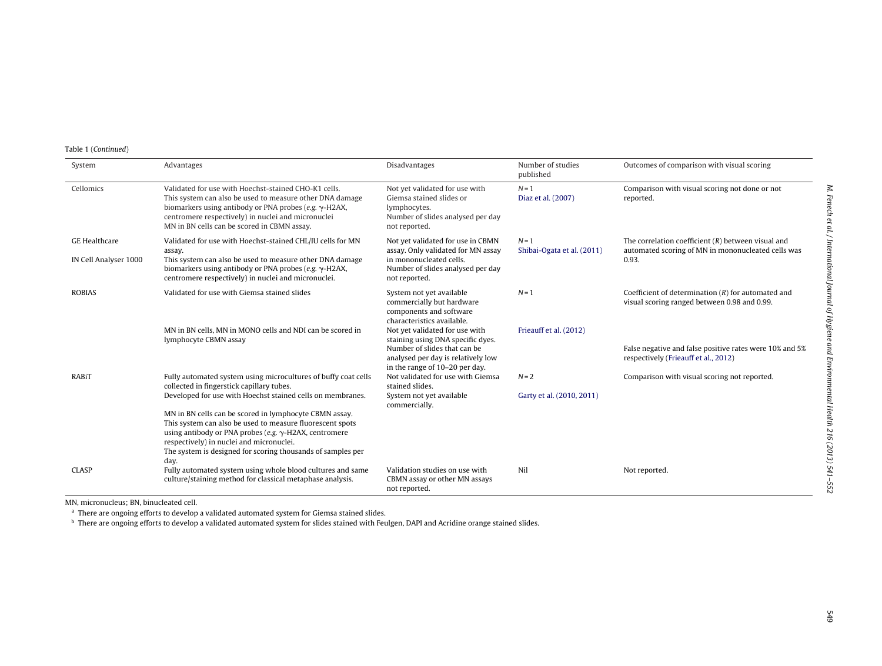Table 1 (*Continued*)

| System | Advantages | Disadvantages | Number of studies published | Outcomes of comparison with visual scoring |
|---|---|---|---|---|
| Cellomics | Validated for use with Hoechst-stained CHO-K1 cells. This system can also be used to measure other DNA damage biomarkers using antibody or PNA probes (*e.g.* γ-H2AX, centromere respectively) in nuclei and micronuclei MN in BN cells can be scored in CBMN assay. | Not yet validated for use with Giemsa stained slides or lymphocytes. Number of slides analysed per day not reported. | $N=1$ Diaz et al. (2007) | Comparison with visual scoring not done or not reported. |
| GE Healthcare IN Cell Analyser 1000 | Validated for use with Hoechst-stained CHL/IU cells for MN assay. This system can also be used to measure other DNA damage biomarkers using antibody or PNA probes (*e.g.* γ-H2AX, centromere respectively) in nuclei and micronuclei. | Not yet validated for use in CBMN assay. Only validated for MN assay in mononucleated cells. Number of slides analysed per day not reported. | $N=1$ Shibai-Ogata et al. (2011) | The correlation coefficient ($R$) between visual and automated scoring of MN in mononucleated cells was 0.93. |
| ROBIAS | Validated for use with Giemsa stained slides MN in BN cells, MN in MONO cells and NDI can be scored in lymphocyte CBMN assay | System not yet available commercially but hardware components and software characteristics available. Not yet validated for use with staining using DNA specific dyes. Number of slides that can be analysed per day is relatively low in the range of 10–20 per day. | $N=1$ Frieauff et al. (2012) | Coefficient of determination ($R$) for automated and visual scoring ranged between 0.98 and 0.99. False negative and false positive rates were 10% and 5% respectively (Frieauff et al., 2012) |
| RABiT | Fully automated system using microcultures of buffy coat cells collected in fingerstick capillary tubes. Developed for use with Hoechst stained cells on membranes. MN in BN cells can be scored in lymphocyte CBMN assay. This system can also be used to measure fluorescent spots using antibody or PNA probes (*e.g.* γ-H2AX, centromere respectively) in nuclei and micronuclei. The system is designed for scoring thousands of samples per day. | Not validated for use with Giemsa stained slides. System not yet available commercially. | $N=2$ Garty et al. (2010, 2011) | Comparison with visual scoring not reported. |
| CLASP | Fully automated system using whole blood cultures and same culture/staining method for classical metaphase analysis. | Validation studies on use with CBMN assay or other MN assays not reported. | Nil | Not reported. |

MN, micronucleus; BN, binucleated cell.

[a] There are ongoing efforts to develop a validated automated system for Giemsa stained slides.

[b] There are ongoing efforts to develop a validated automated system for slides stained with Feulgen, DAPI and Acridine orange stained slides.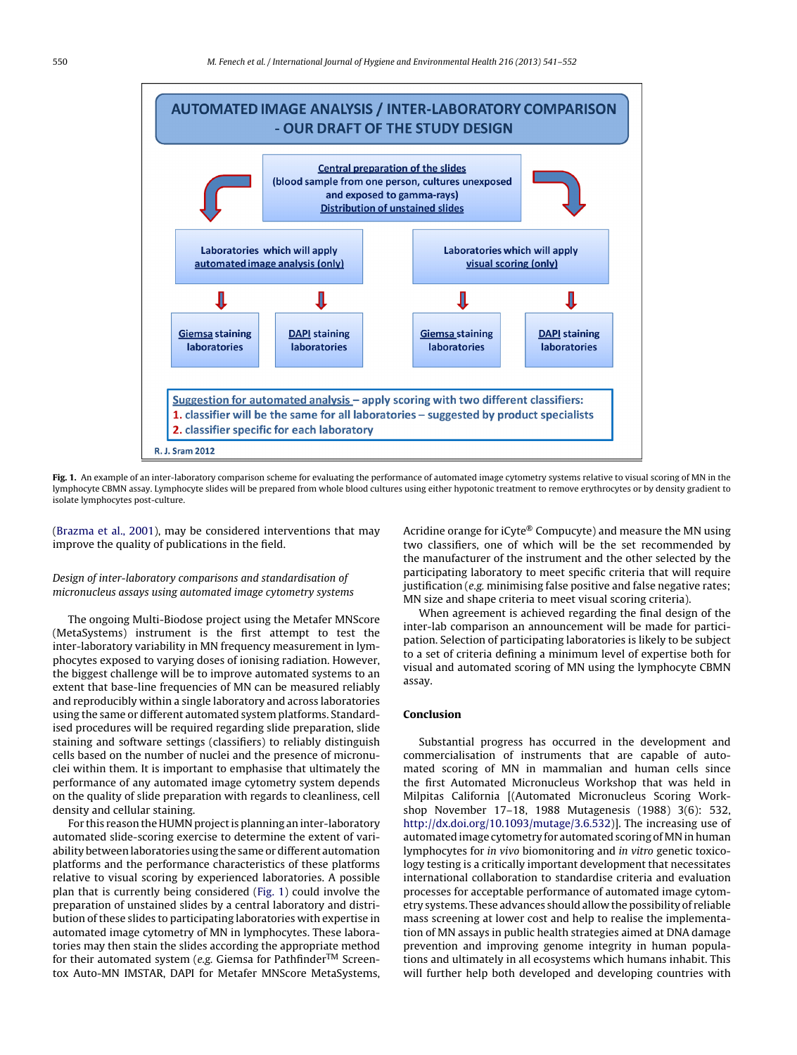AUTOMATED IMAGE ANALYSIS / INTER-LABORATORY COMPARISON - OUR DRAFT OF THE STUDY DESIGN

Central preparation of the slides (blood sample from one person, cultures unexposed and exposed to gamma-rays) Distribution of unstained slides

Laboratories which will apply automated image analysis (only)

Laboratories which will apply visual scoring (only)

Giemsa staining laboratories | DAPI staining laboratories | Giemsa staining laboratories | DAPI staining laboratories

Suggestion for automated analysis – apply scoring with two different classifiers:
1. classifier will be the same for all laboratories – suggested by product specialists
2. classifier specific for each laboratory

R. J. Sram 2012

**Fig. 1.** An example of an inter-laboratory comparison scheme for evaluating the performance of automated image cytometry systems relative to visual scoring of MN in the lymphocyte CBMN assay. Lymphocyte slides will be prepared from whole blood cultures using either hypotonic treatment to remove erythrocytes or by density gradient to isolate lymphocytes post-culture.

(Brazma et al., 2001), may be considered interventions that may improve the quality of publications in the field.

*Design of inter-laboratory comparisons and standardisation of micronucleus assays using automated image cytometry systems*

The ongoing Multi-Biodose project using the Metafer MNScore (MetaSystems) instrument is the first attempt to test the inter-laboratory variability in MN frequency measurement in lymphocytes exposed to varying doses of ionising radiation. However, the biggest challenge will be to improve automated systems to an extent that base-line frequencies of MN can be measured reliably and reproducibly within a single laboratory and across laboratories using the same or different automated system platforms. Standardised procedures will be required regarding slide preparation, slide staining and software settings (classifiers) to reliably distinguish cells based on the number of nuclei and the presence of micronuclei within them. It is important to emphasise that ultimately the performance of any automated image cytometry system depends on the quality of slide preparation with regards to cleanliness, cell density and cellular staining.

For this reason the HUMN project is planning an inter-laboratory automated slide-scoring exercise to determine the extent of variability between laboratories using the same or different automation platforms and the performance characteristics of these platforms relative to visual scoring by experienced laboratories. A possible plan that is currently being considered (Fig. 1) could involve the preparation of unstained slides by a central laboratory and distribution of these slides to participating laboratories with expertise in automated image cytometry of MN in lymphocytes. These laboratories may then stain the slides according the appropriate method for their automated system (*e.g.* Giemsa for Pathfinder™ Screen-tox Auto-MN IMSTAR, DAPI for Metafer MNScore MetaSystems, Acridine orange for iCyte® Compucyte) and measure the MN using two classifiers, one of which will be the set recommended by the manufacturer of the instrument and the other selected by the participating laboratory to meet specific criteria that will require justification (*e.g.* minimising false positive and false negative rates; MN size and shape criteria to meet visual scoring criteria).

When agreement is achieved regarding the final design of the inter-lab comparison an announcement will be made for participation. Selection of participating laboratories is likely to be subject to a set of criteria defining a minimum level of expertise both for visual and automated scoring of MN using the lymphocyte CBMN assay.

## Conclusion

Substantial progress has occurred in the development and commercialisation of instruments that are capable of automated scoring of MN in mammalian and human cells since the first Automated Micronucleus Workshop that was held in Milpitas California [(Automated Micronucleus Scoring Workshop November 17–18, 1988 Mutagenesis (1988) 3(6): 532, http://dx.doi.org/10.1093/mutage/3.6.532)]. The increasing use of automated image cytometry for automated scoring of MN in human lymphocytes for *in vivo* biomonitoring and *in vitro* genetic toxicology testing is a critically important development that necessitates international collaboration to standardise criteria and evaluation processes for acceptable performance of automated image cytometry systems. These advances should allow the possibility of reliable mass screening at lower cost and help to realise the implementation of MN assays in public health strategies aimed at DNA damage prevention and improving genome integrity in human populations and ultimately in all ecosystems which humans inhabit. This will further help both developed and developing countries with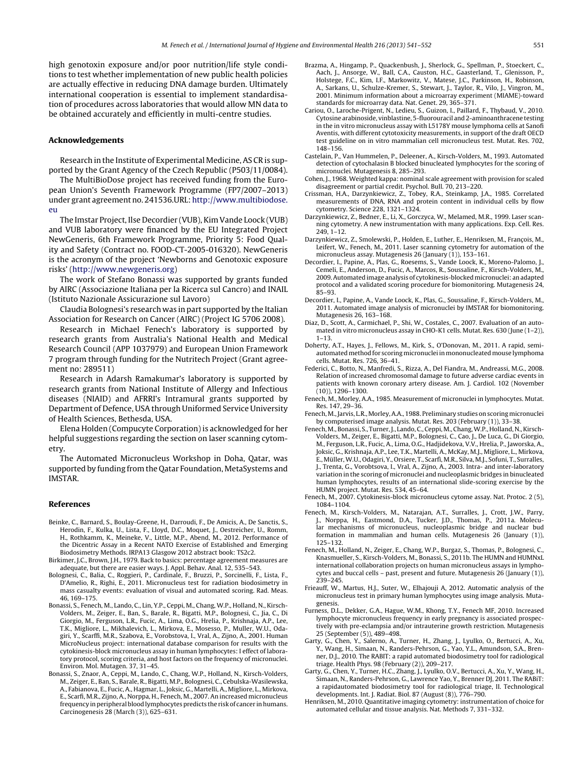high genotoxin exposure and/or poor nutrition/life style conditions to test whether implementation of new public health policies are actually effective in reducing DNA damage burden. Ultimately international cooperation is essential to implement standardisation of procedures across laboratories that would allow MN data to be obtained accurately and efficiently in multi-centre studies.

## Acknowledgements

Research in the Institute of Experimental Medicine, AS CR is supported by the Grant Agency of the Czech Republic (P503/11/0084).

The MultiBioDose project has received funding from the European Union's Seventh Framework Programme (FP7/2007–2013) under grant agreement no. 241536.URL: http://www.multibiodose.eu

The Imstar Project, Ilse Decordier (VUB), Kim Vande Loock (VUB) and VUB laboratory were financed by the EU Integrated Project NewGeneris, 6th Framework Programme, Priority 5: Food Quality and Safety (Contract no. FOOD-CT-2005-016320). NewGeneris is the acronym of the project 'Newborns and Genotoxic exposure risks' (http://www.newgeneris.org)

The work of Stefano Bonassi was supported by grants funded by AIRC (Associazione Italiana per la Ricerca sul Cancro) and INAIL (Istituto Nazionale Assicurazione sul Lavoro)

Claudia Bolognesi's research was in part supported by the Italian Association for Research on Cancer (AIRC) (Project IG 5706 2008).

Research in Michael Fenech's laboratory is supported by research grants from Australia's National Health and Medical Research Council (APP 1037979) and European Union Framework 7 program through funding for the Nutritech Project (Grant agreement no: 289511)

Research in Adarsh Ramakumar's laboratory is supported by research grants from National Institute of Allergy and Infectious diseases (NIAID) and AFRRI's Intramural grants supported by Department of Defence, USA through Uniformed Service University of Health Sciences, Bethesda, USA.

Elena Holden (Compucyte Corporation) is acknowledged for her helpful suggestions regarding the section on laser scanning cytometry.

The Automated Micronucleus Workshop in Doha, Qatar, was supported by funding from the Qatar Foundation, MetaSystems and IMSTAR.

## References

Beinke, C., Barnard, S., Boulay-Greene, H., Darroudi, F., De Amicis, A., De Sanctis, S., Herodin, F., Kulka, U., Lista, F., Lloyd, D.C., Moquet, J., Oestreicher, U., Romm, H., Rothkamm, K., Meineke, V., Little, M.P., Abend, M., 2012. Performance of the Dicentric Assay in a Recent NATO Exercise of Established and Emerging Biodosimetry Methods. IRPA13 Glasgow 2012 abstract book: TS2c2.

Birkimer, J.C., Brown, J.H., 1979. Back to basics: percentage agreement measures are adequate, but there are easier ways. J. Appl. Behav. Anal. 12, 535–543.

Bolognesi, C., Balia, C., Roggieri, P., Cardinale, F., Bruzzi, P., Sorcinelli, F., Lista, F., D'Amelio, R., Righi, E., 2011. Micronucleus test for radiation biodosimetry in mass casualty events: evaluation of visual and automated scoring. Rad. Meas. 46, 169–175.

Bonassi, S., Fenech, M., Lando, C., Lin, Y.P., Ceppi, M., Chang, W.P., Holland, N., Kirsch-Volders, M., Zeiger, E., Ban, S., Barale, R., Bigatti, M.P., Bolognesi, C., Jia, C., Di Giorgio, M., Ferguson, L.R., Fucic, A., Lima, O.G., Hrelia, P., Krishnaja, A.P., Lee, T.K., Migliore, L., Mikhalevich, L., Mirkova, E., Mosesso, P., Muller, W.U., Odagiri, Y., Scarffi, M.R., Szabova, E., Vorobstova, I., Vral, A., Zijno, A., 2001. Human MicroNucleus project: international database comparison for results with the cytokinesis-block micronucleus assay in human lymphocytes: I effect of laboratory protocol, scoring criteria, and host factors on the frequency of micronuclei. Environ. Mol. Mutagen. 37, 31–45.

Bonassi, S., Znaor, A., Ceppi, M., Lando, C., Chang, W.P., Holland, N., Kirsch-Volders, M., Zeiger, E., Ban, S., Barale, R., Bigatti, M.P., Bolognesi, C., Cebulska-Wasilewska, A., Fabianova, E., Fucic, A., Hagmar, L., Joksic, G., Martelli, A., Migliore, L., Mirkova, E., Scarfi, M.R., Zijno, A., Norppa, H., Fenech, M., 2007. An increased micronucleus frequency in peripheral blood lymphocytes predicts the risk of cancer in humans. Carcinogenesis 28 (March (3)), 625–631.

Brazma, A., Hingamp, P., Quackenbush, J., Sherlock, G., Spellman, P., Stoeckert, C., Aach, J., Ansorge, W., Ball, C.A., Causton, H.C., Gaasterland, T., Glenisson, P., Holstege, F.C., Kim, I.F., Markowitz, V., Matese, J.C., Parkinson, H., Robinson, A., Sarkans, U., Schulze-Kremer, S., Stewart, J., Taylor, R., Vilo, J., Vingron, M., 2001. Minimum information about a microarray experiment (MIAME)-toward standards for microarray data. Nat. Genet. 29, 365–371.

Cariou, O., Laroche-Prigent, N., Ledieu, S., Guizon, I., Paillard, F., Thybaud, V., 2010. Cytosine arabinoside, vinblastine, 5-fluorouracil and 2-aminoanthracene testing in the in vitro micronucleus assay with L5178Y mouse lymphoma cells at Sanofi Aventis, with different cytotoxicity measurements, in support of the draft OECD test guideline on in vitro mammalian cell micronucleus test. Mutat. Res. 702, 148–156.

Castelain, P., Van Hummelen, P., Deleener, A., Kirsch-Volders, M., 1993. Automated detection of cytochalasin B blocked binucleated lymphocytes for the scoring of micronuclei. Mutagenesis 8, 285–293.

Cohen, J., 1968. Weighted kappa: nominal scale agreement with provision for scaled disagreement or partial credit. Psychol. Bull. 70, 213–220.

Crissman, H.A., Darzynkiewicz, Z., Tobey, R.A., Steinkamp, J.A., 1985. Correlated measurements of DNA, RNA and protein content in individual cells by flow cytometry. Science 228, 1321–1324.

Darzynkiewicz, Z., Bedner, E., Li, X., Gorczyca, W., Melamed, M.R., 1999. Laser scanning cytometry. A new instrumentation with many applications. Exp. Cell. Res. 249, 1–12.

Darzynkiewicz, Z., Smolewski, P., Holden, E., Luther, E., Henriksen, M., François, M., Leifert, W., Fenech, M., 2011. Laser scanning cytometry for automation of the micronucleus assay. Mutagenesis 26 (January (1)), 153–161.

Decordier, I., Papine, A., Plas, G., Roesems, S., Vande Loock, K., Moreno-Palomo, J., Cemeli, E., Anderson, D., Fucic, A., Marcos, R., Soussaline, F., Kirsch-Volders, M., 2009. Automated image analysis of cytokinesis-blocked micronuclei: an adapted protocol and a validated scoring procedure for biomonitoring. Mutagenesis 24, 85–93.

Decordier, I., Papine, A., Vande Loock, K., Plas, G., Soussaline, F., Kirsch-Volders, M., 2011. Automated image analysis of micronuclei by IMSTAR for biomonitoring. Mutagenesis 26, 163–168.

Diaz, D., Scott, A., Carmichael, P., Shi, W., Costales, C., 2007. Evaluation of an automated in vitro micronucleus assay in CHO-K1 cells. Mutat. Res. 630 (June (1–2)), 1–13.

Doherty, A.T., Hayes, J., Fellows, M., Kirk, S., O'Donovan, M., 2011. A rapid, semi-automated method for scoring micronuclei in mononucleated mouse lymphoma cells. Mutat. Res. 726, 36–41.

Federici, C., Botto, N., Manfredi, S., Rizza, A., Del Fiandra, M., Andreassi, M.G., 2008. Relation of increased chromosomal damage to future adverse cardiac events in patients with known coronary artery disease. Am. J. Cardiol. 102 (November (10)), 1296–1300.

Fenech, M., Morley, A.A., 1985. Measurement of micronuclei in lymphocytes. Mutat. Res. 147, 29–36.

Fenech, M., Jarvis, L.R., Morley, A.A., 1988. Preliminary studies on scoring micronuclei by computerised image analysis. Mutat. Res. 203 (February (1)), 33–38.

Fenech, M., Bonassi, S., Turner, J., Lando, C., Ceppi, M., Chang, W.P., Holland, N., Kirsch-Volders, M., Zeiger, E., Bigatti, M.P., Bolognesi, C., Cao, J., De Luca, G., Di Giorgio, M., Ferguson, L.R., Fucic, A., Lima, O.G., Hadjidekova, V.V., Hrelia, P., Jaworska, A., Joksic, G., Krishnaja, A.P., Lee, T.K., Martelli, A., McKay, M.J., Migliore, L., Mirkova, E., Müller, W.U., Odagiri, Y., Orsiere, T., Scarfi, M.R., Silva, M.J., Sofuni, T., Surralles, J., Trenta, G., Vorobtsova, I., Vral, A., Zijno, A., 2003. Intra- and inter-laboratory variation in the scoring of micronuclei and nucleoplasmic bridges in binucleated human lymphocytes, results of an international slide-scoring exercise by the HUMN project. Mutat. Res. 534, 45–64.

Fenech, M., 2007. Cytokinesis-block micronucleus cytome assay. Nat. Protoc. 2 (5), 1084–1104.

Fenech, M., Kirsch-Volders, M., Natarajan, A.T., Surralles, J., Crott, J.W., Parry, J., Norppa, H., Eastmond, D.A., Tucker, J.D., Thomas, P., 2011a. Molecular mechanisms of micronucleus, nucleoplasmic bridge and nuclear bud formation in mammalian and human cells. Mutagenesis 26 (January (1)), 125–132.

Fenech, M., Holland, N., Zeiger, E., Chang, W.P., Burgaz, S., Thomas, P., Bolognesi, C., Knasmueller, S., Kirsch-Volders, M., Bonassi, S., 2011b. The HUMN and HUMNxL international collaboration projects on human micronucleus assays in lymphocytes and buccal cells – past, present and future. Mutagenesis 26 (January (1)), 239–245.

Frieauff, W., Martus, H.J., Suter, W., Elhajouji A, 2012. Automatic analysis of the micronucleus test in primary human lymphocytes using image analysis. Mutagenesis.

Furness, D.L., Dekker, G.A., Hague, W.M., Khong, T.Y., Fenech MF, 2010. Increased lymphocyte micronucleus frequency in early pregnancy is associated prospectively with pre-eclampsia and/or intrauterine growth restriction. Mutagenesis 25 (September (5)), 489–498.

Garty, G., Chen, Y., Salerno, A., Turner, H., Zhang, J., Lyulko, O., Bertucci, A., Xu, Y., Wang, H., Simaan, N., Randers-Pehrson, G., Yao, Y.L., Amundson, S.A., Brenner, D.J., 2010. The RABIT: a rapid automated biodosimetry tool for radiological triage. Health Phys. 98 (February (2)), 209–217.

Garty, G., Chen, Y., Turner, H.C., Zhang, J., Lyulko, O.V., Bertucci, A., Xu, Y., Wang, H., Simaan, N., Randers-Pehrson, G., Lawrence Yao, Y., Brenner DJ, 2011. The RABiT: a rapidautomated biodosimetry tool for radiological triage, II. Technological developments. Int. J. Radiat. Biol. 87 (August (8)), 776–790.

Henriksen, M., 2010. Quantitative imaging cytometry: instrumentation of choice for automated cellular and tissue analysis. Nat. Methods 7, 331–332.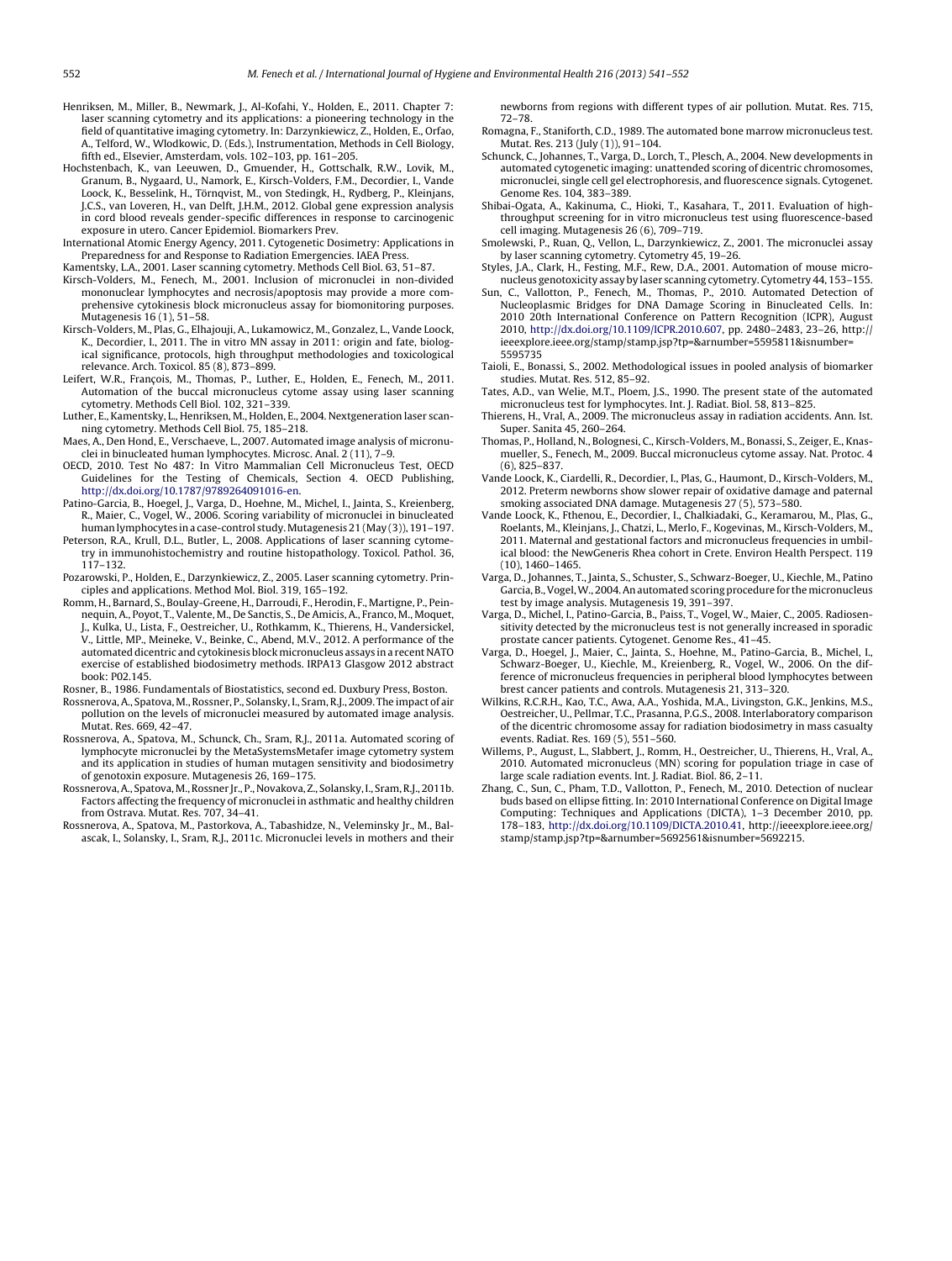Henriksen, M., Miller, B., Newmark, J., Al-Kofahi, Y., Holden, E., 2011. Chapter 7: laser scanning cytometry and its applications: a pioneering technology in the field of quantitative imaging cytometry. In: Darzynkiewicz, Z., Holden, E., Orfao, A., Telford, W., Wlodkowic, D. (Eds.), Instrumentation, Methods in Cell Biology, fifth ed., Elsevier, Amsterdam, vols. 102–103, pp. 161–205.

Hochstenbach, K., van Leeuwen, D., Gmuender, H., Gottschalk, R.W., Lovik, M., Granum, B., Nygaard, U., Namork, E., Kirsch-Volders, F.M., Decordier, I., Vande Loock, K., Besselink, H., Törnqvist, M., von Stedingk, H., Rydberg, P., Kleinjans, J.C.S., van Loveren, H., van Delft, J.H.M., 2012. Global gene expression analysis in cord blood reveals gender-specific differences in response to carcinogenic exposure in utero. Cancer Epidemiol. Biomarkers Prev.

International Atomic Energy Agency, 2011. Cytogenetic Dosimetry: Applications in Preparedness for and Response to Radiation Emergencies. IAEA Press.

Kamentsky, L.A., 2001. Laser scanning cytometry. Methods Cell Biol. 63, 51–87.

Kirsch-Volders, M., Fenech, M., 2001. Inclusion of micronuclei in non-divided mononuclear lymphocytes and necrosis/apoptosis may provide a more comprehensive cytokinesis block micronucleus assay for biomonitoring purposes. Mutagenesis 16 (1), 51–58.

Kirsch-Volders, M., Plas, G., Elhajouji, A., Lukamowicz, M., Gonzalez, L., Vande Loock, K., Decordier, I., 2011. The in vitro MN assay in 2011: origin and fate, biological significance, protocols, high throughput methodologies and toxicological relevance. Arch. Toxicol. 85 (8), 873–899.

Leifert, W.R., François, M., Thomas, P., Luther, E., Holden, E., Fenech, M., 2011. Automation of the buccal micronucleus cytome assay using laser scanning cytometry. Methods Cell Biol. 102, 321–339.

Luther, E., Kamentsky, L., Henriksen, M., Holden, E., 2004. Nextgeneration laser scanning cytometry. Methods Cell Biol. 75, 185–218.

Maes, A., Den Hond, E., Verschaeve, L., 2007. Automated image analysis of micronuclei in binucleated human lymphocytes. Microsc. Anal. 2 (11), 7–9.

OECD, 2010. Test No 487: In Vitro Mammalian Cell Micronucleus Test, OECD Guidelines for the Testing of Chemicals, Section 4. OECD Publishing, http://dx.doi.org/10.1787/9789264091016-en.

Patino-Garcia, B., Hoegel, J., Varga, D., Hoehne, M., Michel, I., Jainta, S., Kreienberg, R., Maier, C., Vogel, W., 2006. Scoring variability of micronuclei in binucleated human lymphocytes in a case-control study. Mutagenesis 21 (May (3)), 191–197.

Peterson, R.A., Krull, D.L., Butler, L., 2008. Applications of laser scanning cytometry in immunohistochemistry and routine histopathology. Toxicol. Pathol. 36, 117–132.

Pozarowski, P., Holden, E., Darzynkiewicz, Z., 2005. Laser scanning cytometry. Principles and applications. Method Mol. Biol. 319, 165–192.

Romm, H., Barnard, S., Boulay-Greene, H., Darroudi, F., Herodin, F., Martigne, P., Peinnequin, A., Poyot, T., Valente, M., De Sanctis, S., De Amicis, A., Franco, M., Moquet, J., Kulka, U., Lista, F., Oestreicher, U., Rothkamm, K., Thierens, H., Vandersickel, V., Little, MP., Meineke, V., Beinke, C., Abend, M.V., 2012. A performance of the automated dicentric and cytokinesis block micronucleus assays in a recent NATO exercise of established biodosimetry methods. IRPA13 Glasgow 2012 abstract book: P02.145.

Rosner, B., 1986. Fundamentals of Biostatistics, second ed. Duxbury Press, Boston.

Rossnerova, A., Spatova, M., Rossner, P., Solansky, I., Sram, R.J., 2009. The impact of air pollution on the levels of micronuclei measured by automated image analysis. Mutat. Res. 669, 42–47.

Rossnerova, A., Spatova, M., Schunck, Ch., Sram, R.J., 2011a. Automated scoring of lymphocyte micronuclei by the MetaSystemsMetafer image cytometry system and its application in studies of human mutagen sensitivity and biodosimetry of genotoxin exposure. Mutagenesis 26, 169–175.

Rossnerova, A., Spatova, M., Rossner Jr., P., Novakova, Z., Solansky, I., Sram, R.J., 2011b. Factors affecting the frequency of micronuclei in asthmatic and healthy children from Ostrava. Mutat. Res. 707, 34–41.

Rossnerova, A., Spatova, M., Pastorkova, A., Tabashidze, N., Veleminsky Jr., M., Balascak, I., Solansky, I., Sram, R.J., 2011c. Micronuclei levels in mothers and their newborns from regions with different types of air pollution. Mutat. Res. 715, 72–78.

Romagna, F., Staniforth, C.D., 1989. The automated bone marrow micronucleus test. Mutat. Res. 213 (July (1)), 91–104.

Schunck, C., Johannes, T., Varga, D., Lorch, T., Plesch, A., 2004. New developments in automated cytogenetic imaging: unattended scoring of dicentric chromosomes, micronuclei, single cell gel electrophoresis, and fluorescence signals. Cytogenet. Genome Res. 104, 383–389.

Shibai-Ogata, A., Kakinuma, C., Hioki, T., Kasahara, T., 2011. Evaluation of high-throughput screening for in vitro micronucleus test using fluorescence-based cell imaging. Mutagenesis 26 (6), 709–719.

Smolewski, P., Ruan, Q., Vellon, L., Darzynkiewicz, Z., 2001. The micronuclei assay by laser scanning cytometry. Cytometry 45, 19–26.

Styles, J.A., Clark, H., Festing, M.F., Rew, D.A., 2001. Automation of mouse micronucleus genotoxicity assay by laser scanning cytometry. Cytometry 44, 153–155.

Sun, C., Vallotton, P., Fenech, M., Thomas, P., 2010. Automated Detection of Nucleoplasmic Bridges for DNA Damage Scoring in Binucleated Cells. In: 2010 20th International Conference on Pattern Recognition (ICPR), August 2010, http://dx.doi.org/10.1109/ICPR.2010.607, pp. 2480–2483, 23–26, http://ieeexplore.ieee.org/stamp/stamp.jsp?tp=&arnumber=5595811&isnumber=5595735

Taioli, E., Bonassi, S., 2002. Methodological issues in pooled analysis of biomarker studies. Mutat. Res. 512, 85–92.

Tates, A.D., van Welie, M.T., Ploem, J.S., 1990. The present state of the automated micronucleus test for lymphocytes. Int. J. Radiat. Biol. 58, 813–825.

Thierens, H., Vral, A., 2009. The micronucleus assay in radiation accidents. Ann. Ist. Super. Sanita 45, 260–264.

Thomas, P., Holland, N., Bolognesi, C., Kirsch-Volders, M., Bonassi, S., Zeiger, E., Knasmueller, S., Fenech, M., 2009. Buccal micronucleus cytome assay. Nat. Protoc. 4 (6), 825–837.

Vande Loock, K., Ciardelli, R., Decordier, I., Plas, G., Haumont, D., Kirsch-Volders, M., 2012. Preterm newborns show slower repair of oxidative damage and paternal smoking associated DNA damage. Mutagenesis 27 (5), 573–580.

Vande Loock, K., Fthenou, E., Decordier, I., Chalkiadaki, G., Keramarou, M., Plas, G., Roelants, M., Kleinjans, J., Chatzi, L., Merlo, F., Kogevinas, M., Kirsch-Volders, M., 2011. Maternal and gestational factors and micronucleus frequencies in umbilical blood: the NewGeneris Rhea cohort in Crete. Environ Health Perspect. 119 (10), 1460–1465.

Varga, D., Johannes, T., Jainta, S., Schuster, S., Schwarz-Boeger, U., Kiechle, M., Patino Garcia, B., Vogel, W., 2004. An automated scoring procedure for the micronucleus test by image analysis. Mutagenesis 19, 391–397.

Varga, D., Michel, I., Patino-Garcia, B., Paiss, T., Vogel, W., Maier, C., 2005. Radiosensitivity detected by the micronucleus test is not generally increased in sporadic prostate cancer patients. Cytogenet. Genome Res., 41–45.

Varga, D., Hoegel, J., Maier, C., Jainta, S., Hoehne, M., Patino-Garcia, B., Michel, I., Schwarz-Boeger, U., Kiechle, M., Kreienberg, R., Vogel, W., 2006. On the difference of micronucleus frequencies in peripheral blood lymphocytes between brest cancer patients and controls. Mutagenesis 21, 313–320.

Wilkins, R.C.R.H., Kao, T.C., Awa, A.A., Yoshida, M.A., Livingston, G.K., Jenkins, M.S., Oestreicher, U., Pellmar, T.C., Prasanna, P.G.S., 2008. Interlaboratory comparison of the dicentric chromosome assay for radiation biodosimetry in mass casualty events. Radiat. Res. 169 (5), 551–560.

Willems, P., August, L., Slabbert, J., Romm, H., Oestreicher, U., Thierens, H., Vral, A., 2010. Automated micronucleus (MN) scoring for population triage in case of large scale radiation events. Int. J. Radiat. Biol. 86, 2–11.

Zhang, C., Sun, C., Pham, T.D., Vallotton, P., Fenech, M., 2010. Detection of nuclear buds based on ellipse fitting. In: 2010 International Conference on Digital Image Computing: Techniques and Applications (DICTA), 1–3 December 2010, pp. 178–183, http://dx.doi.org/10.1109/DICTA.2010.41, http://ieeexplore.ieee.org/stamp/stamp.jsp?tp=&arnumber=5692561&isnumber=5692215.